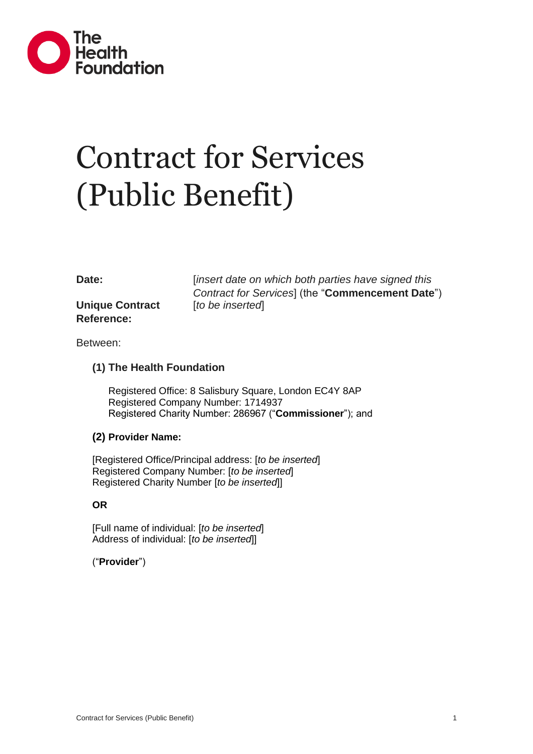The Health Foundation

# Contract for Services (Public Benefit)

| | |
|---|---|
| **Date:** | [*insert date on which both parties have signed this Contract for Services*] (the "**Commencement Date**") |
| **Unique Contract Reference:** | [*to be inserted*] |

Between:

**(1) The Health Foundation**

Registered Office: 8 Salisbury Square, London EC4Y 8AP
Registered Company Number: 1714937
Registered Charity Number: 286967 ("**Commissioner**"); and

**(2) Provider Name:**

[Registered Office/Principal address: [*to be inserted*]
Registered Company Number: [*to be inserted*]
Registered Charity Number [*to be inserted*]]

**OR**

[Full name of individual: [*to be inserted*]
Address of individual: [*to be inserted*]]

("**Provider**")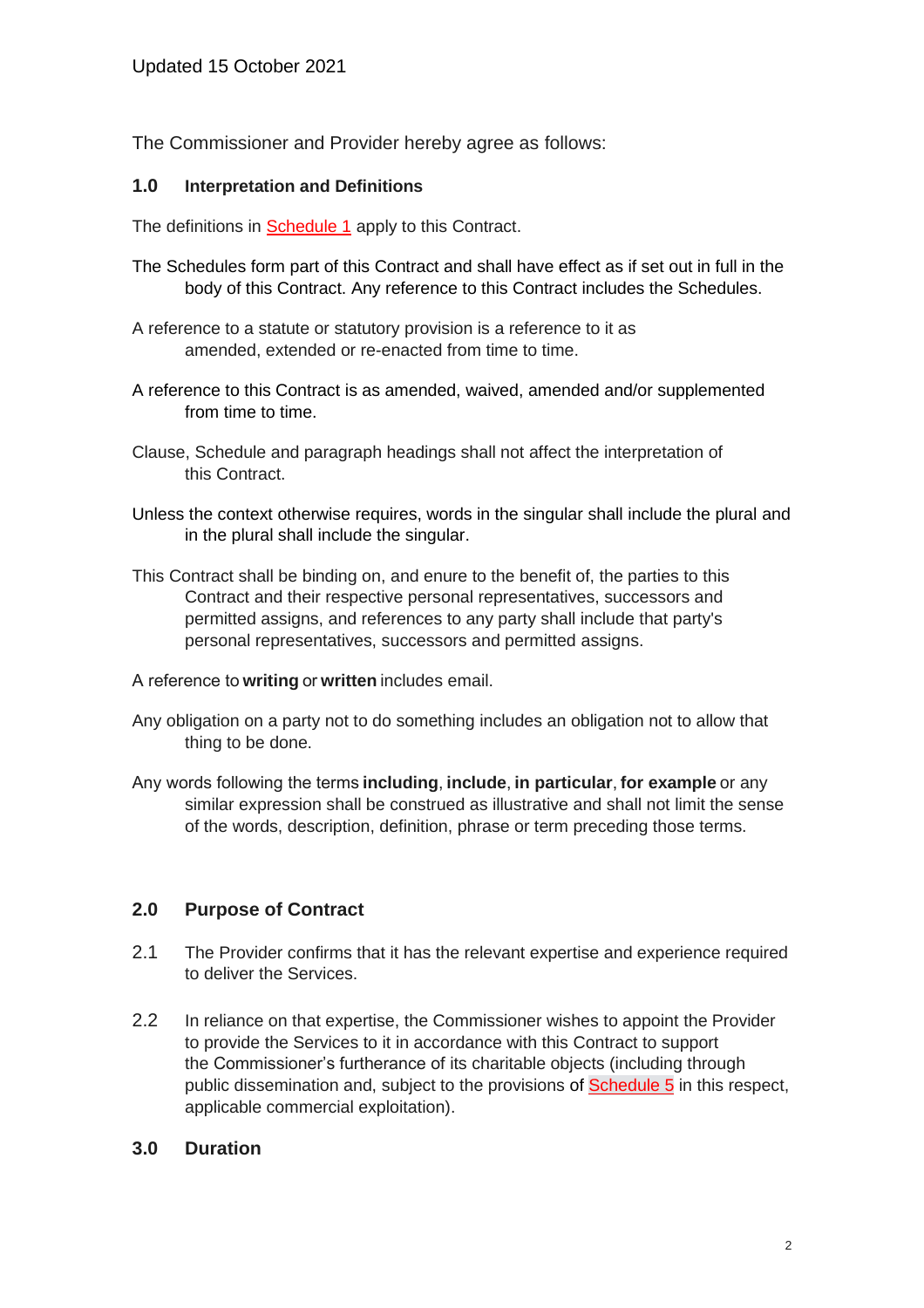Updated 15 October 2021

The Commissioner and Provider hereby agree as follows:

## 1.0 Interpretation and Definitions

The definitions in Schedule 1 apply to this Contract.

The Schedules form part of this Contract and shall have effect as if set out in full in the body of this Contract. Any reference to this Contract includes the Schedules.

A reference to a statute or statutory provision is a reference to it as amended, extended or re-enacted from time to time.

A reference to this Contract is as amended, waived, amended and/or supplemented from time to time.

Clause, Schedule and paragraph headings shall not affect the interpretation of this Contract.

Unless the context otherwise requires, words in the singular shall include the plural and in the plural shall include the singular.

This Contract shall be binding on, and enure to the benefit of, the parties to this Contract and their respective personal representatives, successors and permitted assigns, and references to any party shall include that party's personal representatives, successors and permitted assigns.

A reference to **writing** or **written** includes email.

Any obligation on a party not to do something includes an obligation not to allow that thing to be done.

Any words following the terms **including**, **include**, **in particular**, **for example** or any similar expression shall be construed as illustrative and shall not limit the sense of the words, description, definition, phrase or term preceding those terms.

## 2.0 Purpose of Contract

2.1 The Provider confirms that it has the relevant expertise and experience required to deliver the Services.

2.2 In reliance on that expertise, the Commissioner wishes to appoint the Provider to provide the Services to it in accordance with this Contract to support the Commissioner's furtherance of its charitable objects (including through public dissemination and, subject to the provisions of Schedule 5 in this respect, applicable commercial exploitation).

## 3.0 Duration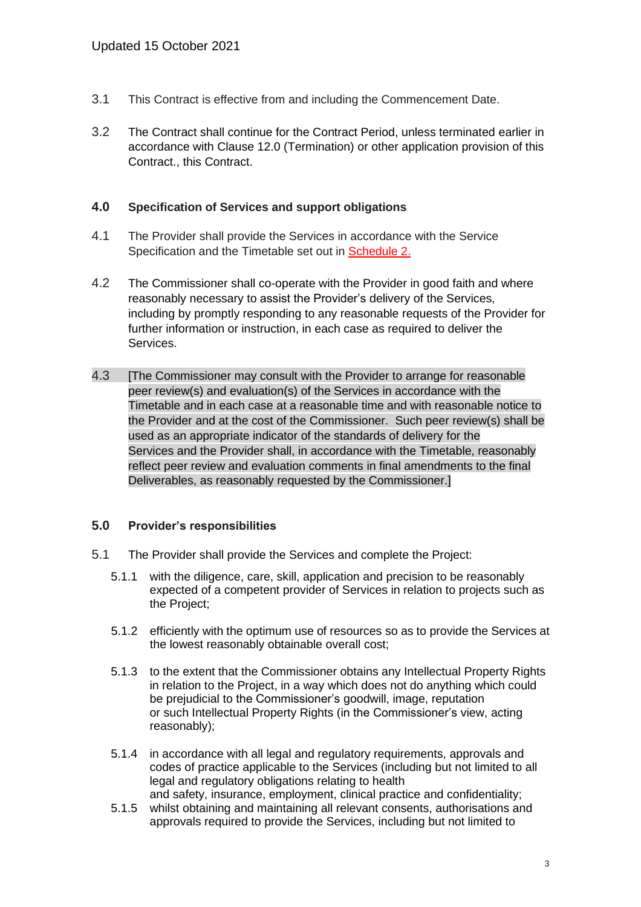3.1 This Contract is effective from and including the Commencement Date.

3.2 The Contract shall continue for the Contract Period, unless terminated earlier in accordance with Clause 12.0 (Termination) or other application provision of this Contract., this Contract.

### 4.0 Specification of Services and support obligations

4.1 The Provider shall provide the Services in accordance with the Service Specification and the Timetable set out in Schedule 2.

4.2 The Commissioner shall co-operate with the Provider in good faith and where reasonably necessary to assist the Provider's delivery of the Services, including by promptly responding to any reasonable requests of the Provider for further information or instruction, in each case as required to deliver the Services.

4.3 [The Commissioner may consult with the Provider to arrange for reasonable peer review(s) and evaluation(s) of the Services in accordance with the Timetable and in each case at a reasonable time and with reasonable notice to the Provider and at the cost of the Commissioner. Such peer review(s) shall be used as an appropriate indicator of the standards of delivery for the Services and the Provider shall, in accordance with the Timetable, reasonably reflect peer review and evaluation comments in final amendments to the final Deliverables, as reasonably requested by the Commissioner.]

### 5.0 Provider's responsibilities

5.1 The Provider shall provide the Services and complete the Project:

5.1.1 with the diligence, care, skill, application and precision to be reasonably expected of a competent provider of Services in relation to projects such as the Project;

5.1.2 efficiently with the optimum use of resources so as to provide the Services at the lowest reasonably obtainable overall cost;

5.1.3 to the extent that the Commissioner obtains any Intellectual Property Rights in relation to the Project, in a way which does not do anything which could be prejudicial to the Commissioner's goodwill, image, reputation or such Intellectual Property Rights (in the Commissioner's view, acting reasonably);

5.1.4 in accordance with all legal and regulatory requirements, approvals and codes of practice applicable to the Services (including but not limited to all legal and regulatory obligations relating to health and safety, insurance, employment, clinical practice and confidentiality;

5.1.5 whilst obtaining and maintaining all relevant consents, authorisations and approvals required to provide the Services, including but not limited to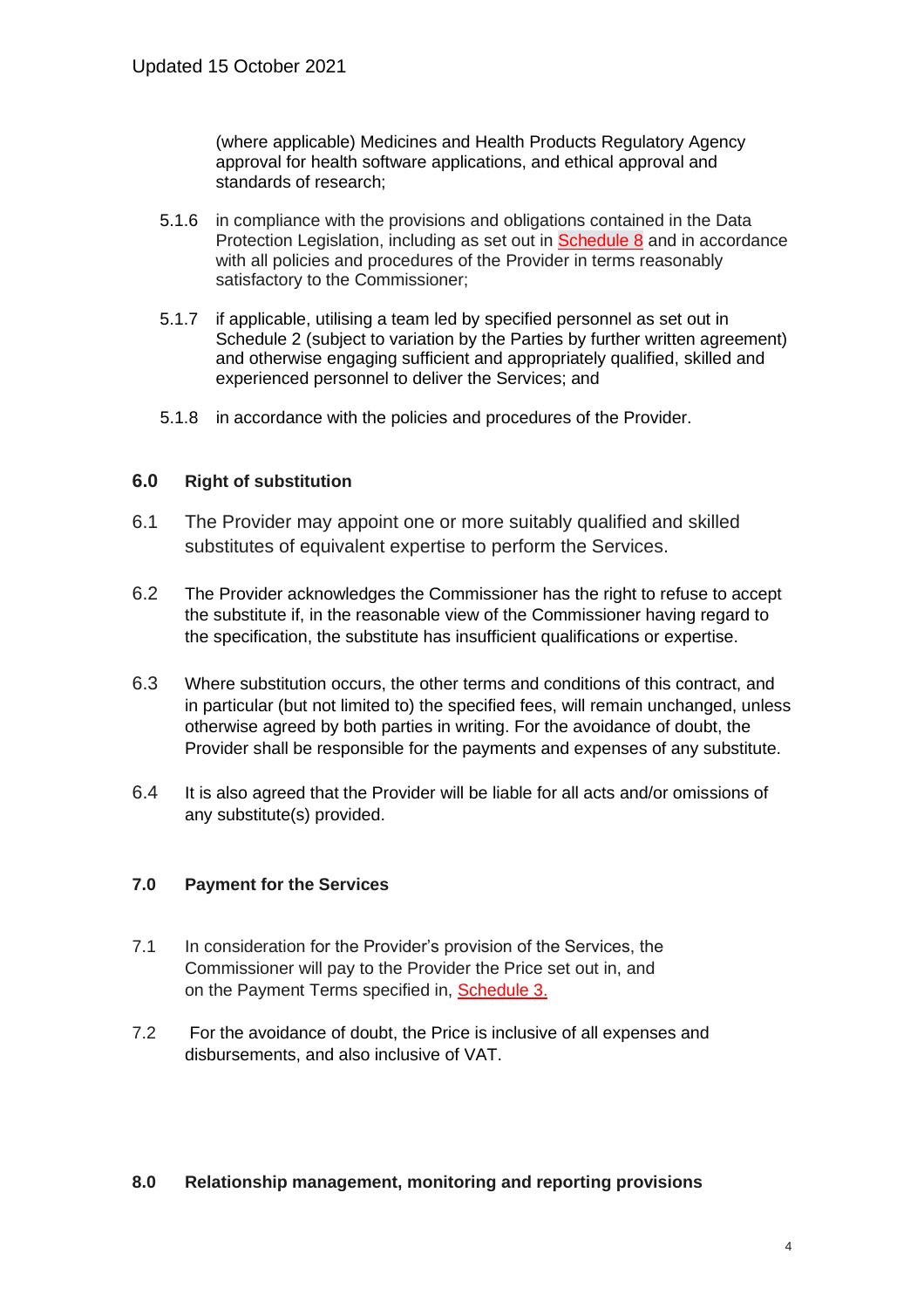(where applicable) Medicines and Health Products Regulatory Agency approval for health software applications, and ethical approval and standards of research;

5.1.6 in compliance with the provisions and obligations contained in the Data Protection Legislation, including as set out in Schedule 8 and in accordance with all policies and procedures of the Provider in terms reasonably satisfactory to the Commissioner;

5.1.7 if applicable, utilising a team led by specified personnel as set out in Schedule 2 (subject to variation by the Parties by further written agreement) and otherwise engaging sufficient and appropriately qualified, skilled and experienced personnel to deliver the Services; and

5.1.8 in accordance with the policies and procedures of the Provider.

## 6.0 Right of substitution

6.1 The Provider may appoint one or more suitably qualified and skilled substitutes of equivalent expertise to perform the Services.

6.2 The Provider acknowledges the Commissioner has the right to refuse to accept the substitute if, in the reasonable view of the Commissioner having regard to the specification, the substitute has insufficient qualifications or expertise.

6.3 Where substitution occurs, the other terms and conditions of this contract, and in particular (but not limited to) the specified fees, will remain unchanged, unless otherwise agreed by both parties in writing. For the avoidance of doubt, the Provider shall be responsible for the payments and expenses of any substitute.

6.4 It is also agreed that the Provider will be liable for all acts and/or omissions of any substitute(s) provided.

## 7.0 Payment for the Services

7.1 In consideration for the Provider's provision of the Services, the Commissioner will pay to the Provider the Price set out in, and on the Payment Terms specified in, Schedule 3.

7.2 For the avoidance of doubt, the Price is inclusive of all expenses and disbursements, and also inclusive of VAT.

## 8.0 Relationship management, monitoring and reporting provisions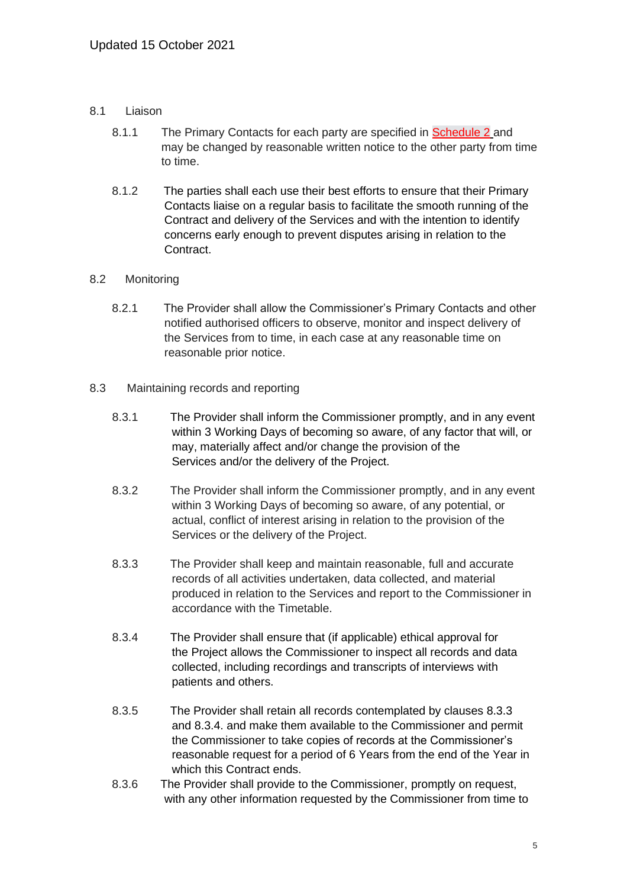8.1 Liaison

8.1.1 The Primary Contacts for each party are specified in Schedule 2 and may be changed by reasonable written notice to the other party from time to time.

8.1.2 The parties shall each use their best efforts to ensure that their Primary Contacts liaise on a regular basis to facilitate the smooth running of the Contract and delivery of the Services and with the intention to identify concerns early enough to prevent disputes arising in relation to the Contract.

8.2 Monitoring

8.2.1 The Provider shall allow the Commissioner's Primary Contacts and other notified authorised officers to observe, monitor and inspect delivery of the Services from to time, in each case at any reasonable time on reasonable prior notice.

8.3 Maintaining records and reporting

8.3.1 The Provider shall inform the Commissioner promptly, and in any event within 3 Working Days of becoming so aware, of any factor that will, or may, materially affect and/or change the provision of the Services and/or the delivery of the Project.

8.3.2 The Provider shall inform the Commissioner promptly, and in any event within 3 Working Days of becoming so aware, of any potential, or actual, conflict of interest arising in relation to the provision of the Services or the delivery of the Project.

8.3.3 The Provider shall keep and maintain reasonable, full and accurate records of all activities undertaken, data collected, and material produced in relation to the Services and report to the Commissioner in accordance with the Timetable.

8.3.4 The Provider shall ensure that (if applicable) ethical approval for the Project allows the Commissioner to inspect all records and data collected, including recordings and transcripts of interviews with patients and others.

8.3.5 The Provider shall retain all records contemplated by clauses 8.3.3 and 8.3.4. and make them available to the Commissioner and permit the Commissioner to take copies of records at the Commissioner's reasonable request for a period of 6 Years from the end of the Year in which this Contract ends.

8.3.6 The Provider shall provide to the Commissioner, promptly on request, with any other information requested by the Commissioner from time to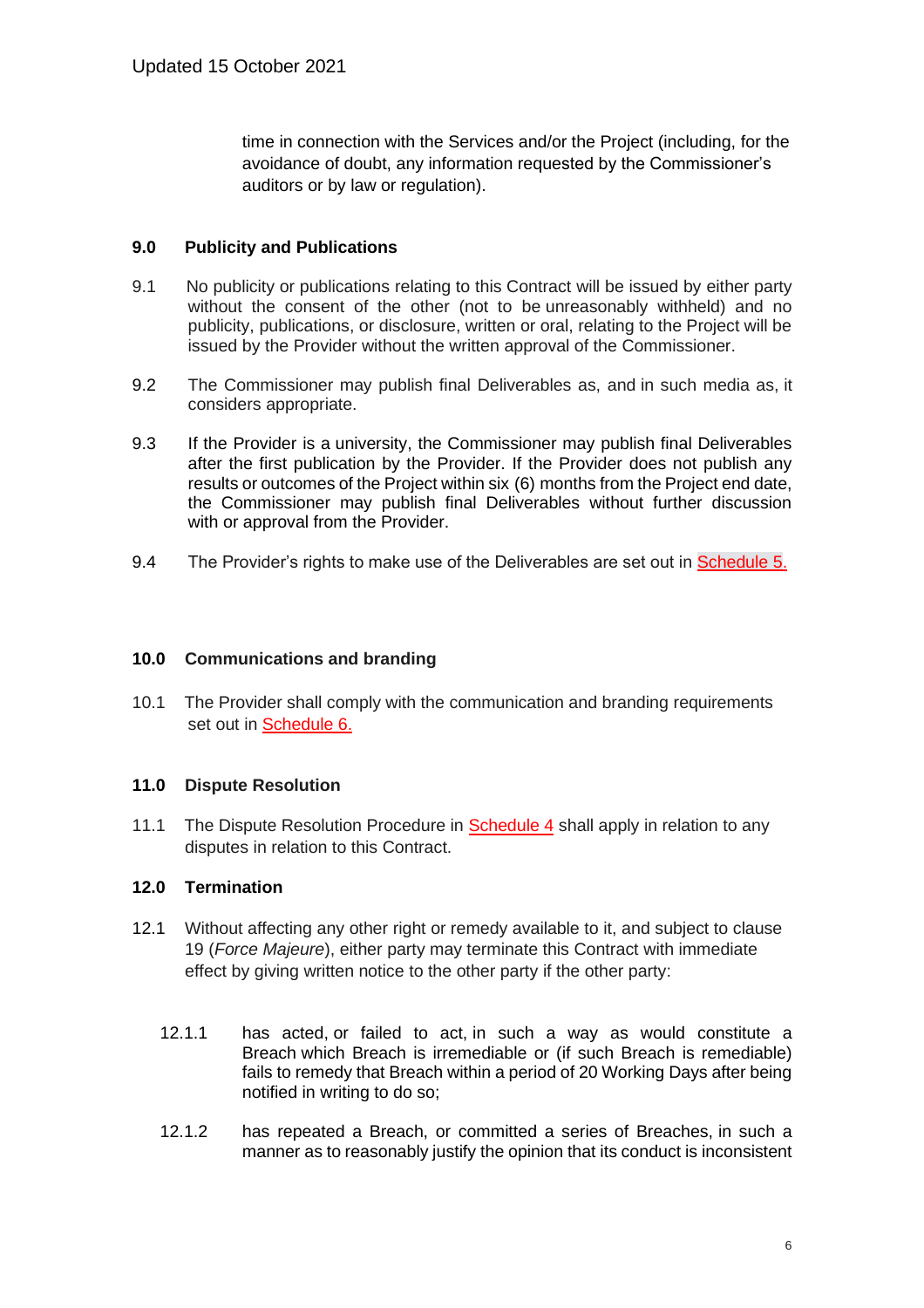time in connection with the Services and/or the Project (including, for the avoidance of doubt, any information requested by the Commissioner's auditors or by law or regulation).

## 9.0 Publicity and Publications

9.1 No publicity or publications relating to this Contract will be issued by either party without the consent of the other (not to be unreasonably withheld) and no publicity, publications, or disclosure, written or oral, relating to the Project will be issued by the Provider without the written approval of the Commissioner.

9.2 The Commissioner may publish final Deliverables as, and in such media as, it considers appropriate.

9.3 If the Provider is a university, the Commissioner may publish final Deliverables after the first publication by the Provider. If the Provider does not publish any results or outcomes of the Project within six (6) months from the Project end date, the Commissioner may publish final Deliverables without further discussion with or approval from the Provider.

9.4 The Provider's rights to make use of the Deliverables are set out in Schedule 5.

## 10.0 Communications and branding

10.1 The Provider shall comply with the communication and branding requirements set out in Schedule 6.

## 11.0 Dispute Resolution

11.1 The Dispute Resolution Procedure in Schedule 4 shall apply in relation to any disputes in relation to this Contract.

## 12.0 Termination

12.1 Without affecting any other right or remedy available to it, and subject to clause 19 (*Force Majeure*), either party may terminate this Contract with immediate effect by giving written notice to the other party if the other party:

12.1.1 has acted, or failed to act, in such a way as would constitute a Breach which Breach is irremediable or (if such Breach is remediable) fails to remedy that Breach within a period of 20 Working Days after being notified in writing to do so;

12.1.2 has repeated a Breach, or committed a series of Breaches, in such a manner as to reasonably justify the opinion that its conduct is inconsistent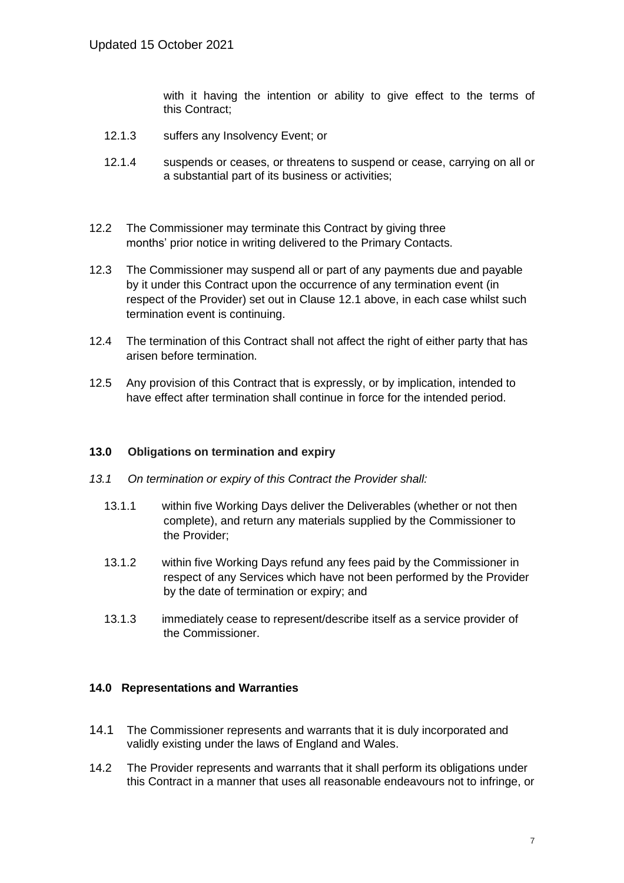with it having the intention or ability to give effect to the terms of this Contract;

12.1.3 suffers any Insolvency Event; or

12.1.4 suspends or ceases, or threatens to suspend or cease, carrying on all or a substantial part of its business or activities;

12.2 The Commissioner may terminate this Contract by giving three months' prior notice in writing delivered to the Primary Contacts.

12.3 The Commissioner may suspend all or part of any payments due and payable by it under this Contract upon the occurrence of any termination event (in respect of the Provider) set out in Clause 12.1 above, in each case whilst such termination event is continuing.

12.4 The termination of this Contract shall not affect the right of either party that has arisen before termination.

12.5 Any provision of this Contract that is expressly, or by implication, intended to have effect after termination shall continue in force for the intended period.

**13.0 Obligations on termination and expiry**

*13.1 On termination or expiry of this Contract the Provider shall:*

13.1.1 within five Working Days deliver the Deliverables (whether or not then complete), and return any materials supplied by the Commissioner to the Provider;

13.1.2 within five Working Days refund any fees paid by the Commissioner in respect of any Services which have not been performed by the Provider by the date of termination or expiry; and

13.1.3 immediately cease to represent/describe itself as a service provider of the Commissioner.

**14.0 Representations and Warranties**

14.1 The Commissioner represents and warrants that it is duly incorporated and validly existing under the laws of England and Wales.

14.2 The Provider represents and warrants that it shall perform its obligations under this Contract in a manner that uses all reasonable endeavours not to infringe, or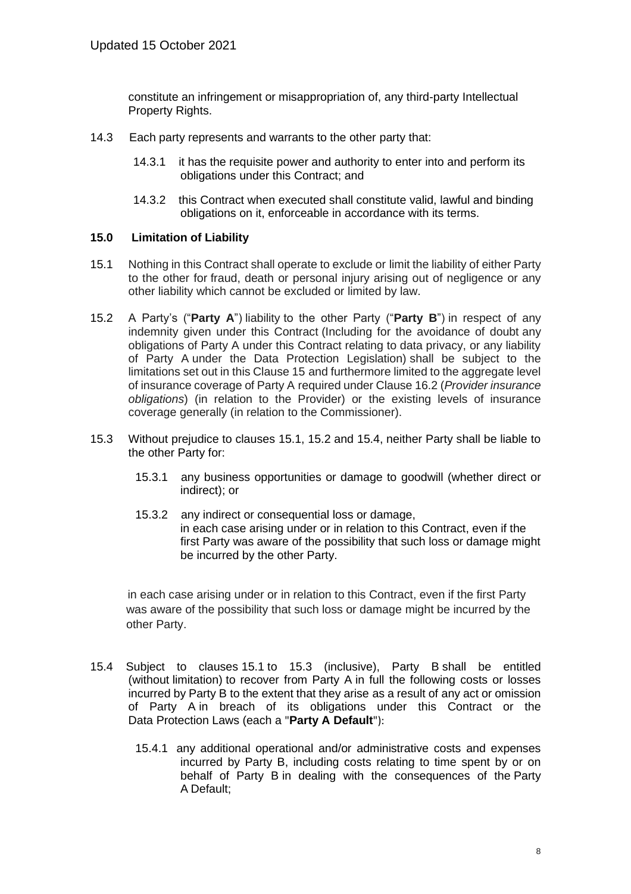constitute an infringement or misappropriation of, any third-party Intellectual Property Rights.

14.3 Each party represents and warrants to the other party that:

14.3.1 it has the requisite power and authority to enter into and perform its obligations under this Contract; and

14.3.2 this Contract when executed shall constitute valid, lawful and binding obligations on it, enforceable in accordance with its terms.

## 15.0 Limitation of Liability

15.1 Nothing in this Contract shall operate to exclude or limit the liability of either Party to the other for fraud, death or personal injury arising out of negligence or any other liability which cannot be excluded or limited by law.

15.2 A Party's ("**Party A**") liability to the other Party ("**Party B**") in respect of any indemnity given under this Contract (Including for the avoidance of doubt any obligations of Party A under this Contract relating to data privacy, or any liability of Party A under the Data Protection Legislation) shall be subject to the limitations set out in this Clause 15 and furthermore limited to the aggregate level of insurance coverage of Party A required under Clause 16.2 (*Provider insurance obligations*) (in relation to the Provider) or the existing levels of insurance coverage generally (in relation to the Commissioner).

15.3 Without prejudice to clauses 15.1, 15.2 and 15.4, neither Party shall be liable to the other Party for:

15.3.1 any business opportunities or damage to goodwill (whether direct or indirect); or

15.3.2 any indirect or consequential loss or damage, in each case arising under or in relation to this Contract, even if the first Party was aware of the possibility that such loss or damage might be incurred by the other Party.

in each case arising under or in relation to this Contract, even if the first Party was aware of the possibility that such loss or damage might be incurred by the other Party.

15.4 Subject to clauses 15.1 to 15.3 (inclusive), Party B shall be entitled (without limitation) to recover from Party A in full the following costs or losses incurred by Party B to the extent that they arise as a result of any act or omission of Party A in breach of its obligations under this Contract or the Data Protection Laws (each a "**Party A Default**"):

15.4.1 any additional operational and/or administrative costs and expenses incurred by Party B, including costs relating to time spent by or on behalf of Party B in dealing with the consequences of the Party A Default;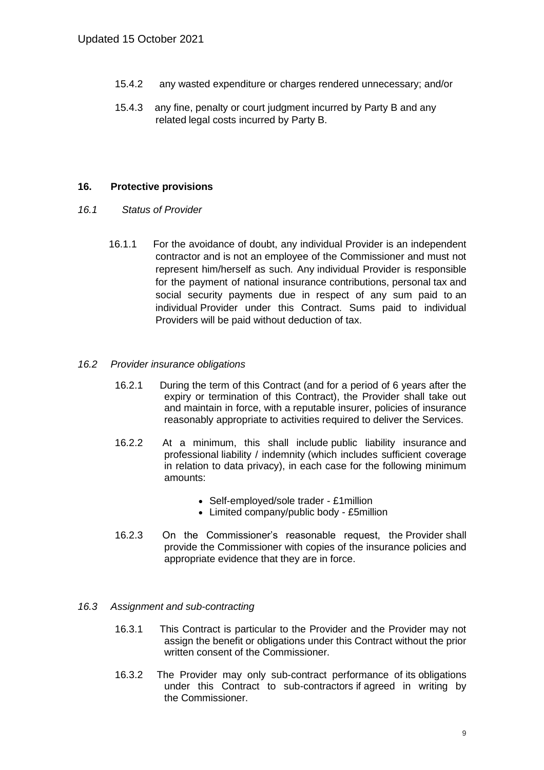15.4.2 any wasted expenditure or charges rendered unnecessary; and/or

15.4.3 any fine, penalty or court judgment incurred by Party B and any related legal costs incurred by Party B.

## 16. Protective provisions

*16.1 Status of Provider*

16.1.1 For the avoidance of doubt, any individual Provider is an independent contractor and is not an employee of the Commissioner and must not represent him/herself as such. Any individual Provider is responsible for the payment of national insurance contributions, personal tax and social security payments due in respect of any sum paid to an individual Provider under this Contract. Sums paid to individual Providers will be paid without deduction of tax.

*16.2 Provider insurance obligations*

16.2.1 During the term of this Contract (and for a period of 6 years after the expiry or termination of this Contract), the Provider shall take out and maintain in force, with a reputable insurer, policies of insurance reasonably appropriate to activities required to deliver the Services.

16.2.2 At a minimum, this shall include public liability insurance and professional liability / indemnity (which includes sufficient coverage in relation to data privacy), in each case for the following minimum amounts:

- Self-employed/sole trader - £1million
- Limited company/public body - £5million

16.2.3 On the Commissioner's reasonable request, the Provider shall provide the Commissioner with copies of the insurance policies and appropriate evidence that they are in force.

*16.3 Assignment and sub-contracting*

16.3.1 This Contract is particular to the Provider and the Provider may not assign the benefit or obligations under this Contract without the prior written consent of the Commissioner.

16.3.2 The Provider may only sub-contract performance of its obligations under this Contract to sub-contractors if agreed in writing by the Commissioner.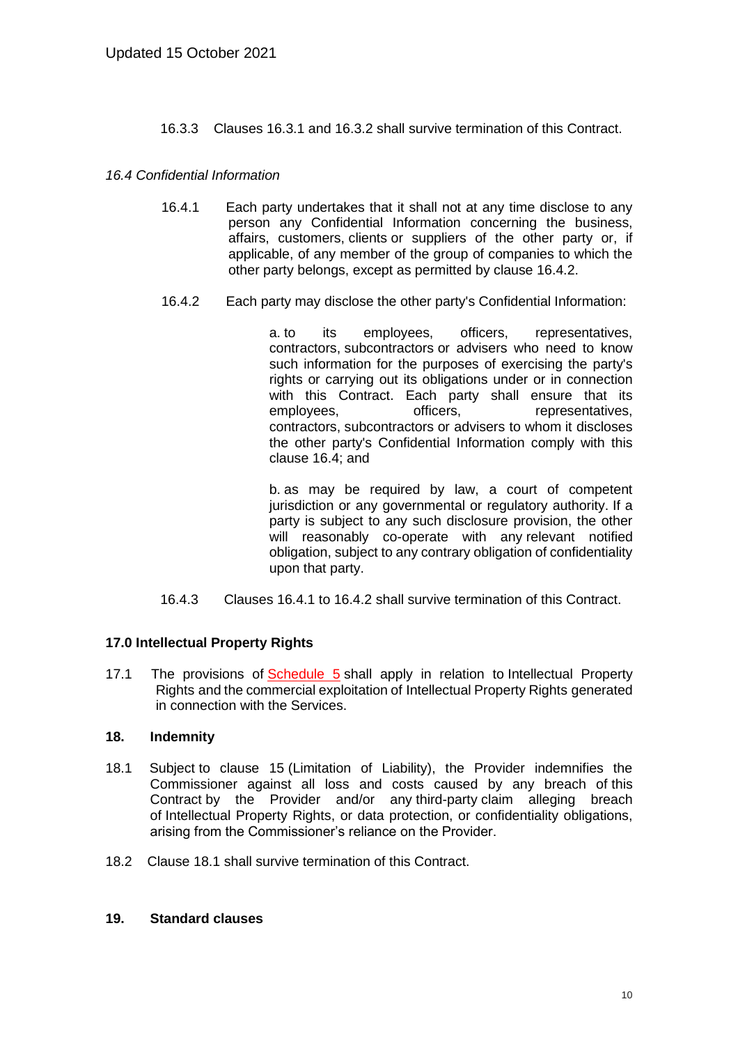16.3.3 Clauses 16.3.1 and 16.3.2 shall survive termination of this Contract.

*16.4 Confidential Information*

16.4.1 Each party undertakes that it shall not at any time disclose to any person any Confidential Information concerning the business, affairs, customers, clients or suppliers of the other party or, if applicable, of any member of the group of companies to which the other party belongs, except as permitted by clause 16.4.2.

16.4.2 Each party may disclose the other party's Confidential Information:

a. to its employees, officers, representatives, contractors, subcontractors or advisers who need to know such information for the purposes of exercising the party's rights or carrying out its obligations under or in connection with this Contract. Each party shall ensure that its employees, officers, representatives, contractors, subcontractors or advisers to whom it discloses the other party's Confidential Information comply with this clause 16.4; and

b. as may be required by law, a court of competent jurisdiction or any governmental or regulatory authority. If a party is subject to any such disclosure provision, the other will reasonably co-operate with any relevant notified obligation, subject to any contrary obligation of confidentiality upon that party.

16.4.3 Clauses 16.4.1 to 16.4.2 shall survive termination of this Contract.

**17.0 Intellectual Property Rights**

17.1 The provisions of Schedule 5 shall apply in relation to Intellectual Property Rights and the commercial exploitation of Intellectual Property Rights generated in connection with the Services.

**18. Indemnity**

18.1 Subject to clause 15 (Limitation of Liability), the Provider indemnifies the Commissioner against all loss and costs caused by any breach of this Contract by the Provider and/or any third-party claim alleging breach of Intellectual Property Rights, or data protection, or confidentiality obligations, arising from the Commissioner's reliance on the Provider.

18.2 Clause 18.1 shall survive termination of this Contract.

**19. Standard clauses**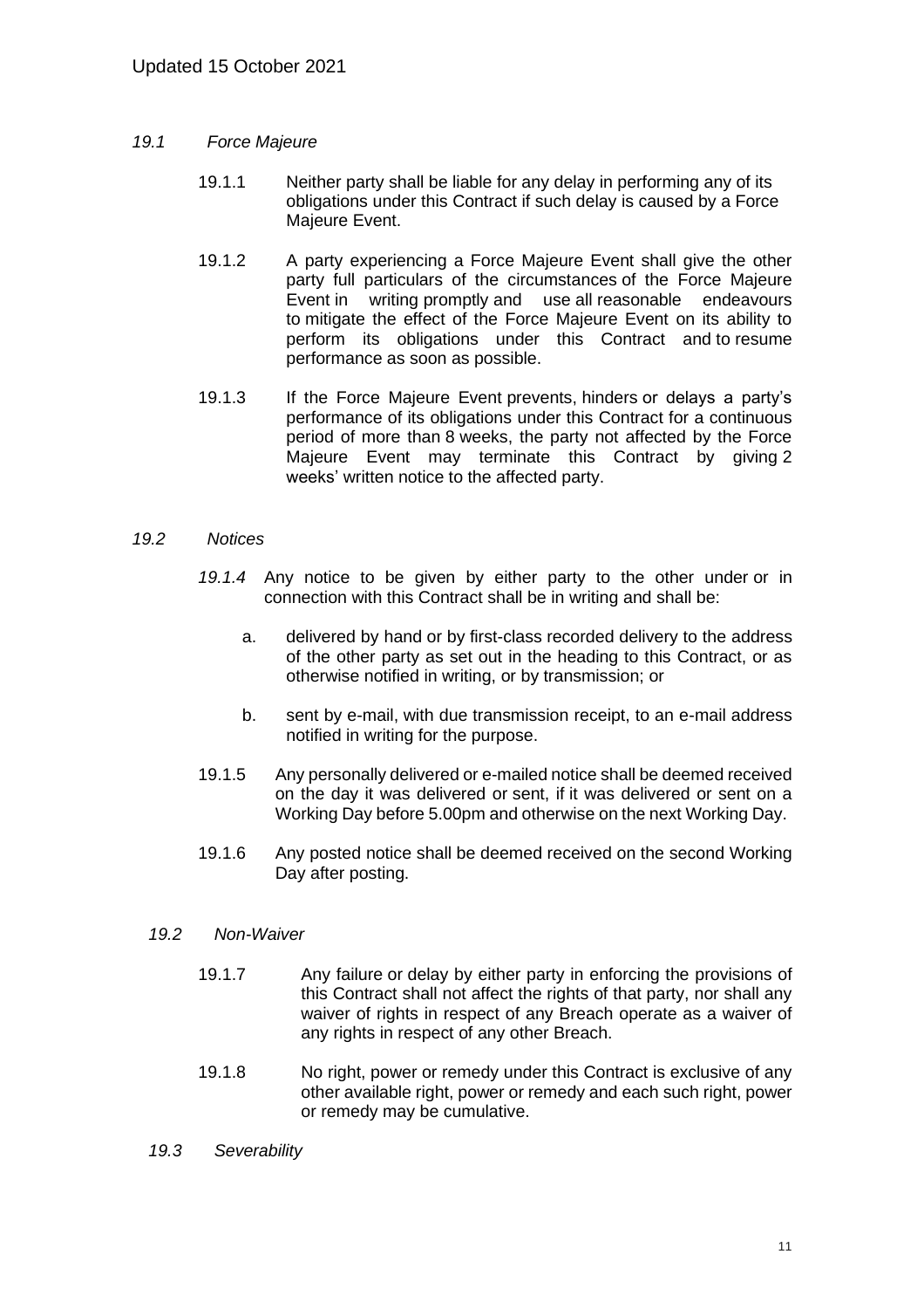*19.1 Force Majeure*

19.1.1 Neither party shall be liable for any delay in performing any of its obligations under this Contract if such delay is caused by a Force Majeure Event.

19.1.2 A party experiencing a Force Majeure Event shall give the other party full particulars of the circumstances of the Force Majeure Event in writing promptly and use all reasonable endeavours to mitigate the effect of the Force Majeure Event on its ability to perform its obligations under this Contract and to resume performance as soon as possible.

19.1.3 If the Force Majeure Event prevents, hinders or delays a party's performance of its obligations under this Contract for a continuous period of more than 8 weeks, the party not affected by the Force Majeure Event may terminate this Contract by giving 2 weeks' written notice to the affected party.

*19.2 Notices*

*19.1.4* Any notice to be given by either party to the other under or in connection with this Contract shall be in writing and shall be:

a. delivered by hand or by first-class recorded delivery to the address of the other party as set out in the heading to this Contract, or as otherwise notified in writing, or by transmission; or

b. sent by e-mail, with due transmission receipt, to an e-mail address notified in writing for the purpose.

19.1.5 Any personally delivered or e-mailed notice shall be deemed received on the day it was delivered or sent, if it was delivered or sent on a Working Day before 5.00pm and otherwise on the next Working Day.

19.1.6 Any posted notice shall be deemed received on the second Working Day after posting.

*19.2 Non-Waiver*

19.1.7 Any failure or delay by either party in enforcing the provisions of this Contract shall not affect the rights of that party, nor shall any waiver of rights in respect of any Breach operate as a waiver of any rights in respect of any other Breach.

19.1.8 No right, power or remedy under this Contract is exclusive of any other available right, power or remedy and each such right, power or remedy may be cumulative.

*19.3 Severability*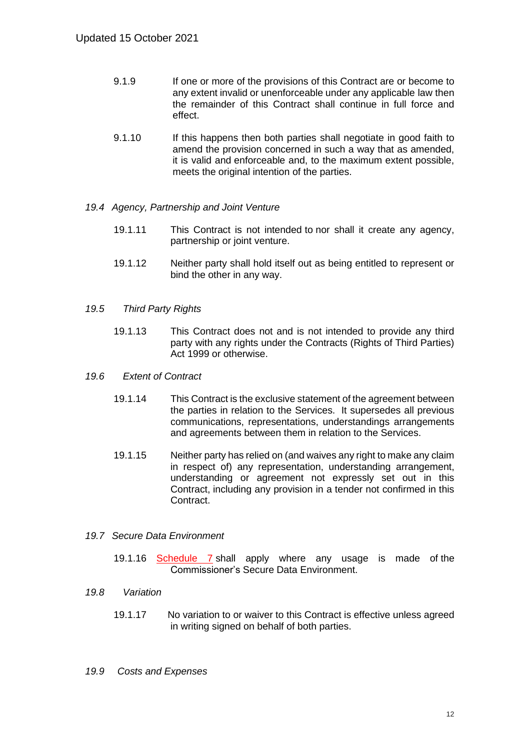9.1.9 If one or more of the provisions of this Contract are or become to any extent invalid or unenforceable under any applicable law then the remainder of this Contract shall continue in full force and effect.

9.1.10 If this happens then both parties shall negotiate in good faith to amend the provision concerned in such a way that as amended, it is valid and enforceable and, to the maximum extent possible, meets the original intention of the parties.

*19.4 Agency, Partnership and Joint Venture*

19.1.11 This Contract is not intended to nor shall it create any agency, partnership or joint venture.

19.1.12 Neither party shall hold itself out as being entitled to represent or bind the other in any way.

*19.5 Third Party Rights*

19.1.13 This Contract does not and is not intended to provide any third party with any rights under the Contracts (Rights of Third Parties) Act 1999 or otherwise.

*19.6 Extent of Contract*

19.1.14 This Contract is the exclusive statement of the agreement between the parties in relation to the Services. It supersedes all previous communications, representations, understandings arrangements and agreements between them in relation to the Services.

19.1.15 Neither party has relied on (and waives any right to make any claim in respect of) any representation, understanding arrangement, understanding or agreement not expressly set out in this Contract, including any provision in a tender not confirmed in this Contract.

*19.7 Secure Data Environment*

19.1.16 Schedule 7 shall apply where any usage is made of the Commissioner's Secure Data Environment.

*19.8 Variation*

19.1.17 No variation to or waiver to this Contract is effective unless agreed in writing signed on behalf of both parties.

*19.9 Costs and Expenses*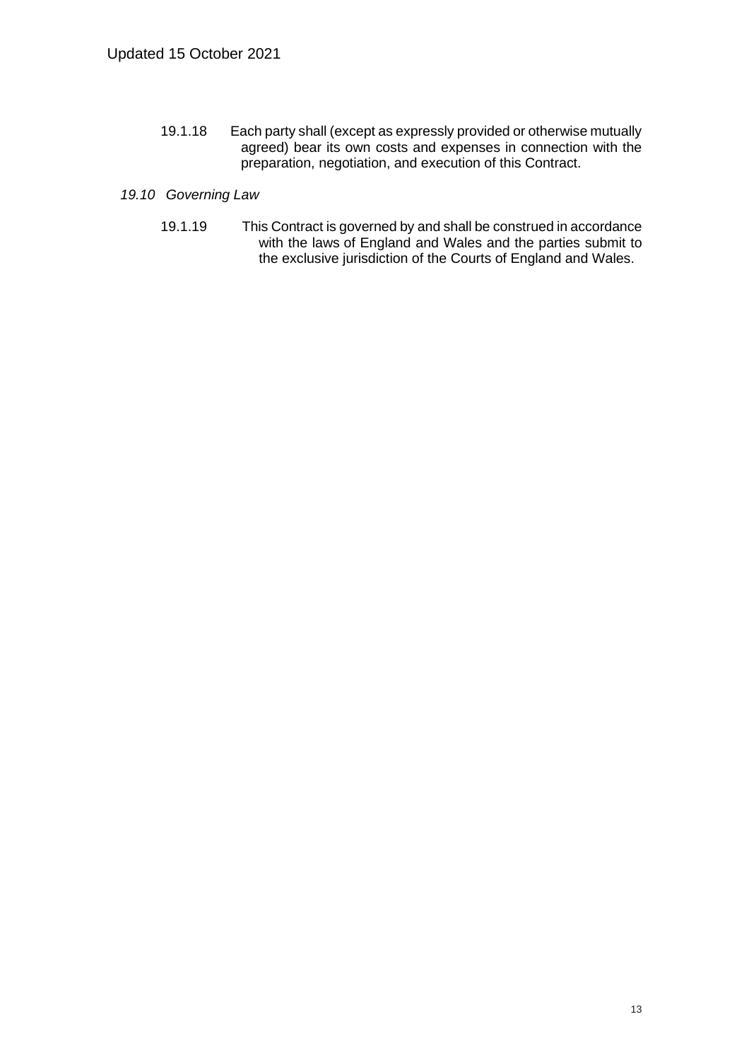19.1.18 Each party shall (except as expressly provided or otherwise mutually agreed) bear its own costs and expenses in connection with the preparation, negotiation, and execution of this Contract.

*19.10 Governing Law*

19.1.19 This Contract is governed by and shall be construed in accordance with the laws of England and Wales and the parties submit to the exclusive jurisdiction of the Courts of England and Wales.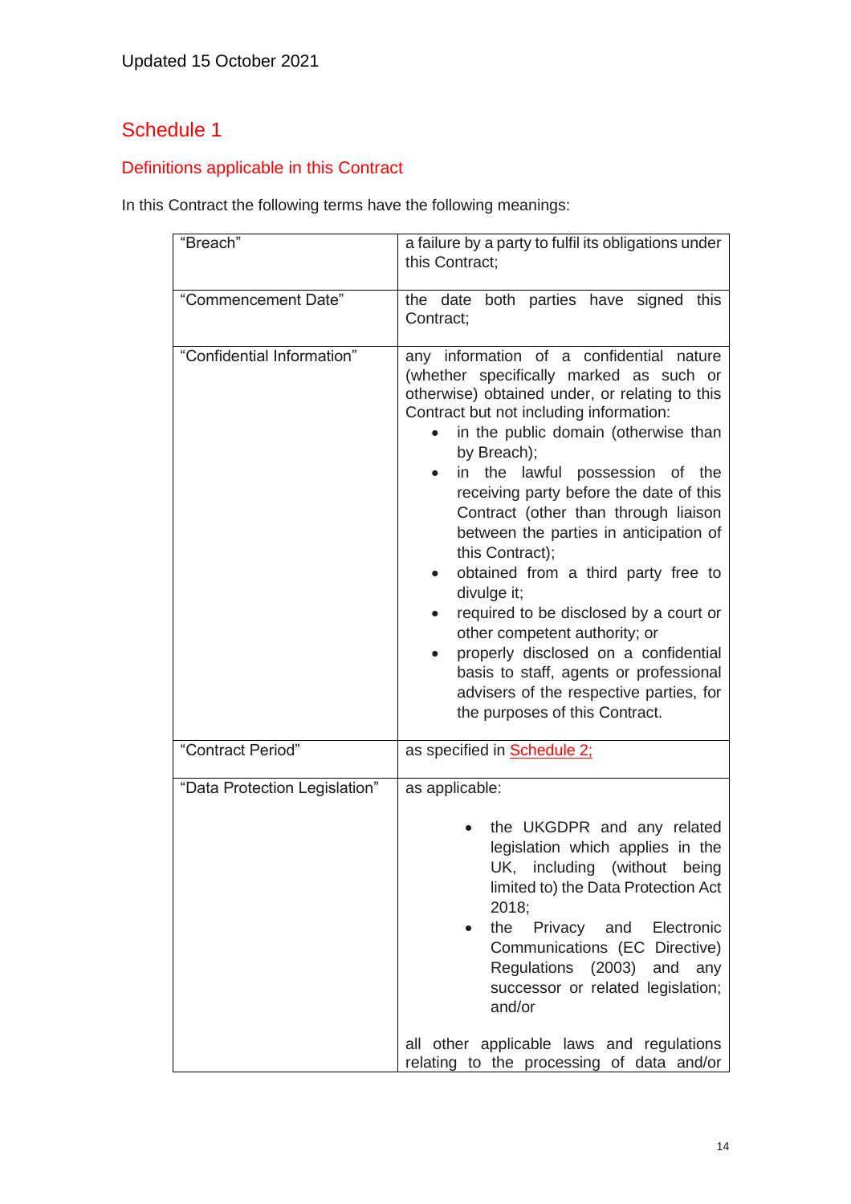Updated 15 October 2021

# Schedule 1

## Definitions applicable in this Contract

In this Contract the following terms have the following meanings:

| | |
|---|---|
| "Breach" | a failure by a party to fulfil its obligations under this Contract; |
| "Commencement Date" | the date both parties have signed this Contract; |
| "Confidential Information" | any information of a confidential nature (whether specifically marked as such or otherwise) obtained under, or relating to this Contract but not including information: <br>• in the public domain (otherwise than by Breach); <br>• in the lawful possession of the receiving party before the date of this Contract (other than through liaison between the parties in anticipation of this Contract); <br>• obtained from a third party free to divulge it; <br>• required to be disclosed by a court or other competent authority; or <br>• properly disclosed on a confidential basis to staff, agents or professional advisers of the respective parties, for the purposes of this Contract. |
| "Contract Period" | as specified in Schedule 2; |
| "Data Protection Legislation" | as applicable: <br>• the UKGDPR and any related legislation which applies in the UK, including (without being limited to) the Data Protection Act 2018; <br>• the Privacy and Electronic Communications (EC Directive) Regulations (2003) and any successor or related legislation; and/or <br><br>all other applicable laws and regulations relating to the processing of data and/or |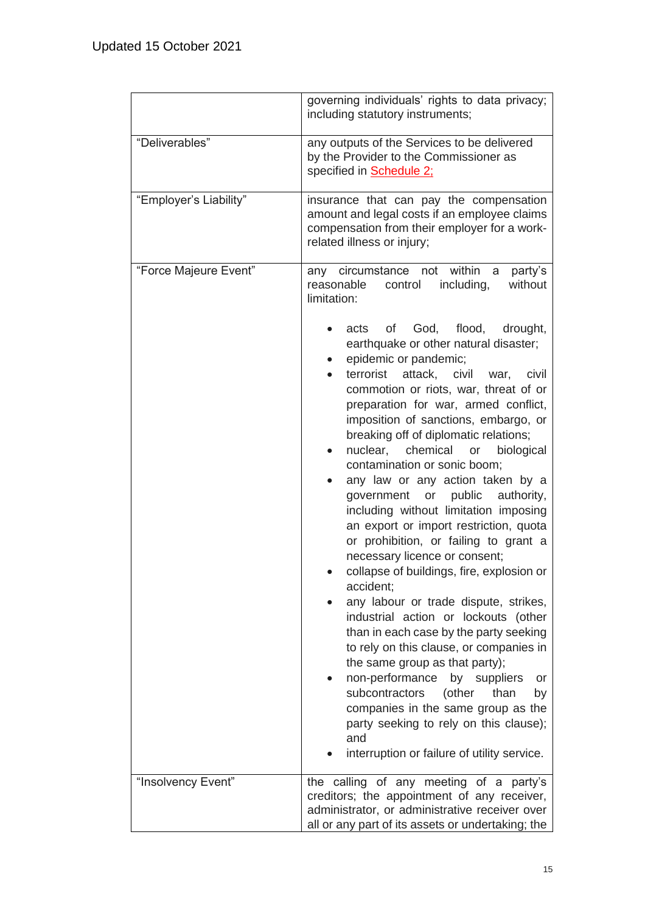| | |
|---|---|
| | governing individuals' rights to data privacy; including statutory instruments; |
| "Deliverables" | any outputs of the Services to be delivered by the Provider to the Commissioner as specified in Schedule 2; |
| "Employer's Liability" | insurance that can pay the compensation amount and legal costs if an employee claims compensation from their employer for a work-related illness or injury; |
| "Force Majeure Event" | any circumstance not within a party's reasonable control including, without limitation: <br><br>• acts of God, flood, drought, earthquake or other natural disaster;<br>• epidemic or pandemic;<br>• terrorist attack, civil war, civil commotion or riots, war, threat of or preparation for war, armed conflict, imposition of sanctions, embargo, or breaking off of diplomatic relations;<br>• nuclear, chemical or biological contamination or sonic boom;<br>• any law or any action taken by a government or public authority, including without limitation imposing an export or import restriction, quota or prohibition, or failing to grant a necessary licence or consent;<br>• collapse of buildings, fire, explosion or accident;<br>• any labour or trade dispute, strikes, industrial action or lockouts (other than in each case by the party seeking to rely on this clause, or companies in the same group as that party);<br>• non-performance by suppliers or subcontractors (other than by companies in the same group as the party seeking to rely on this clause); and<br>• interruption or failure of utility service. |
| "Insolvency Event" | the calling of any meeting of a party's creditors; the appointment of any receiver, administrator, or administrative receiver over all or any part of its assets or undertaking; the |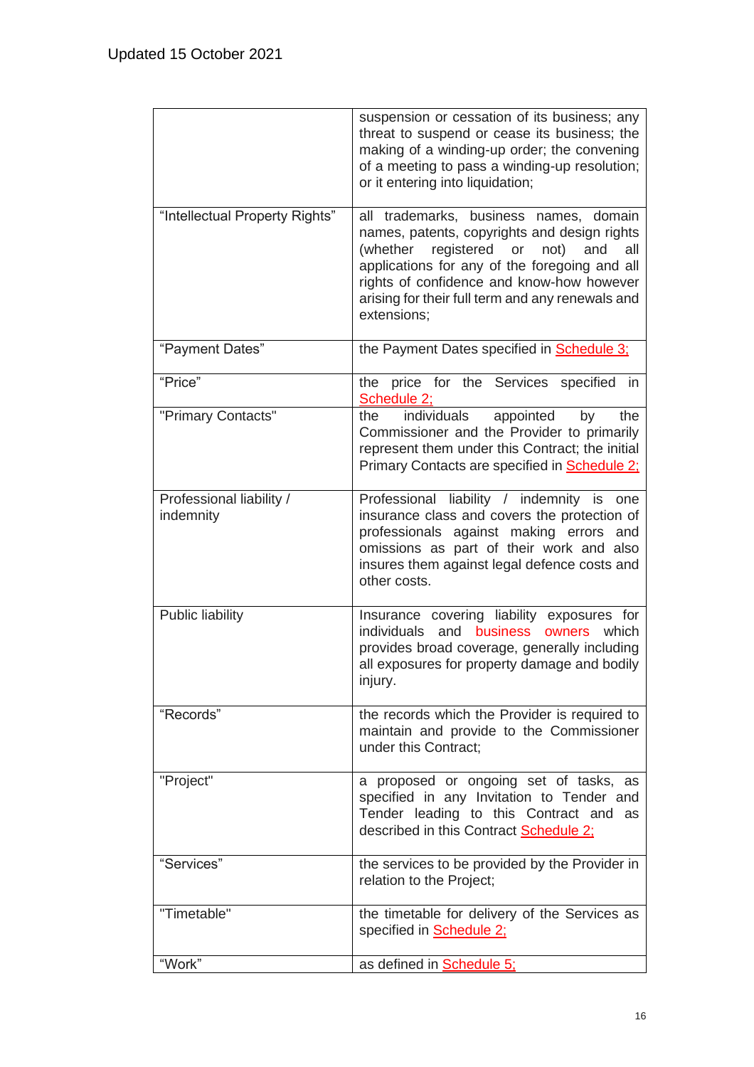Updated 15 October 2021

| | |
|---|---|
| | suspension or cessation of its business; any threat to suspend or cease its business; the making of a winding-up order; the convening of a meeting to pass a winding-up resolution; or it entering into liquidation; |
| "Intellectual Property Rights" | all trademarks, business names, domain names, patents, copyrights and design rights (whether registered or not) and all applications for any of the foregoing and all rights of confidence and know-how however arising for their full term and any renewals and extensions; |
| "Payment Dates" | the Payment Dates specified in Schedule 3; |
| "Price" | the price for the Services specified in Schedule 2; |
| "Primary Contacts" | the individuals appointed by the Commissioner and the Provider to primarily represent them under this Contract; the initial Primary Contacts are specified in Schedule 2; |
| Professional liability / indemnity | Professional liability / indemnity is one insurance class and covers the protection of professionals against making errors and omissions as part of their work and also insures them against legal defence costs and other costs. |
| Public liability | Insurance covering liability exposures for individuals and business owners which provides broad coverage, generally including all exposures for property damage and bodily injury. |
| "Records" | the records which the Provider is required to maintain and provide to the Commissioner under this Contract; |
| "Project" | a proposed or ongoing set of tasks, as specified in any Invitation to Tender and Tender leading to this Contract and as described in this Contract Schedule 2; |
| "Services" | the services to be provided by the Provider in relation to the Project; |
| "Timetable" | the timetable for delivery of the Services as specified in Schedule 2; |
| "Work" | as defined in Schedule 5; |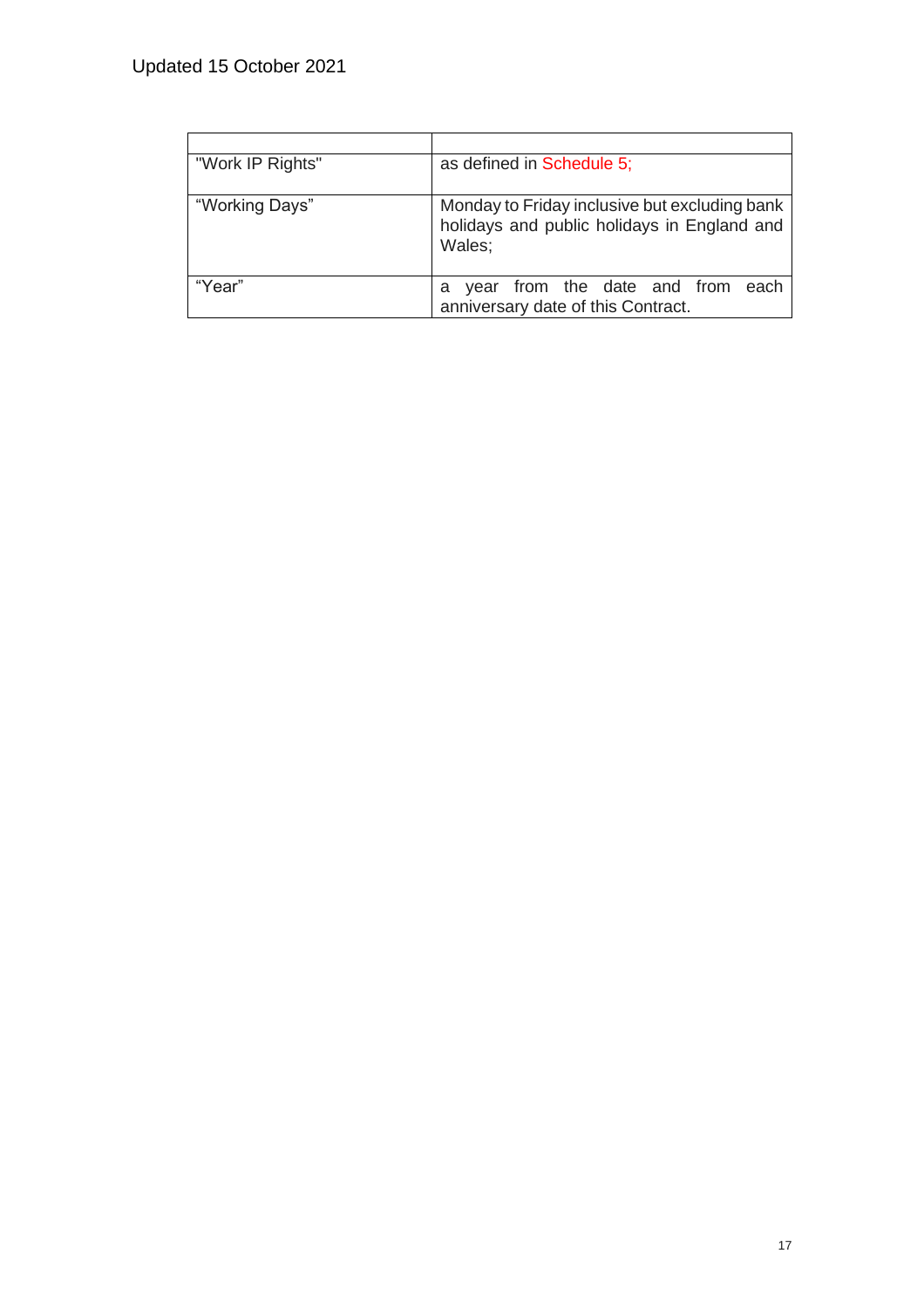Updated 15 October 2021

| | |
|---|---|
| "Work IP Rights" | as defined in Schedule 5; |
| "Working Days" | Monday to Friday inclusive but excluding bank holidays and public holidays in England and Wales; |
| "Year" | a year from the date and from each anniversary date of this Contract. |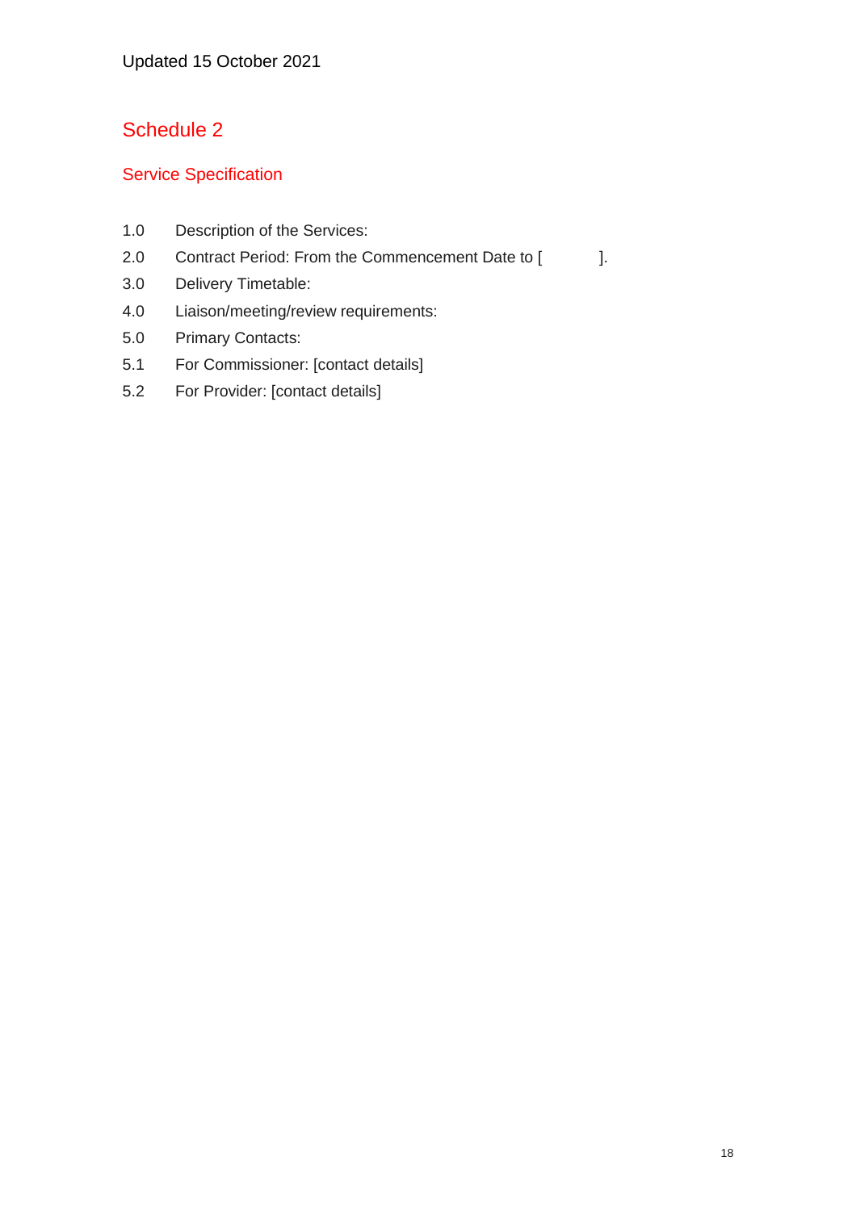Updated 15 October 2021

# Schedule 2

## Service Specification

1.0 Description of the Services:

2.0 Contract Period: From the Commencement Date to [ ].

3.0 Delivery Timetable:

4.0 Liaison/meeting/review requirements:

5.0 Primary Contacts:

5.1 For Commissioner: [contact details]

5.2 For Provider: [contact details]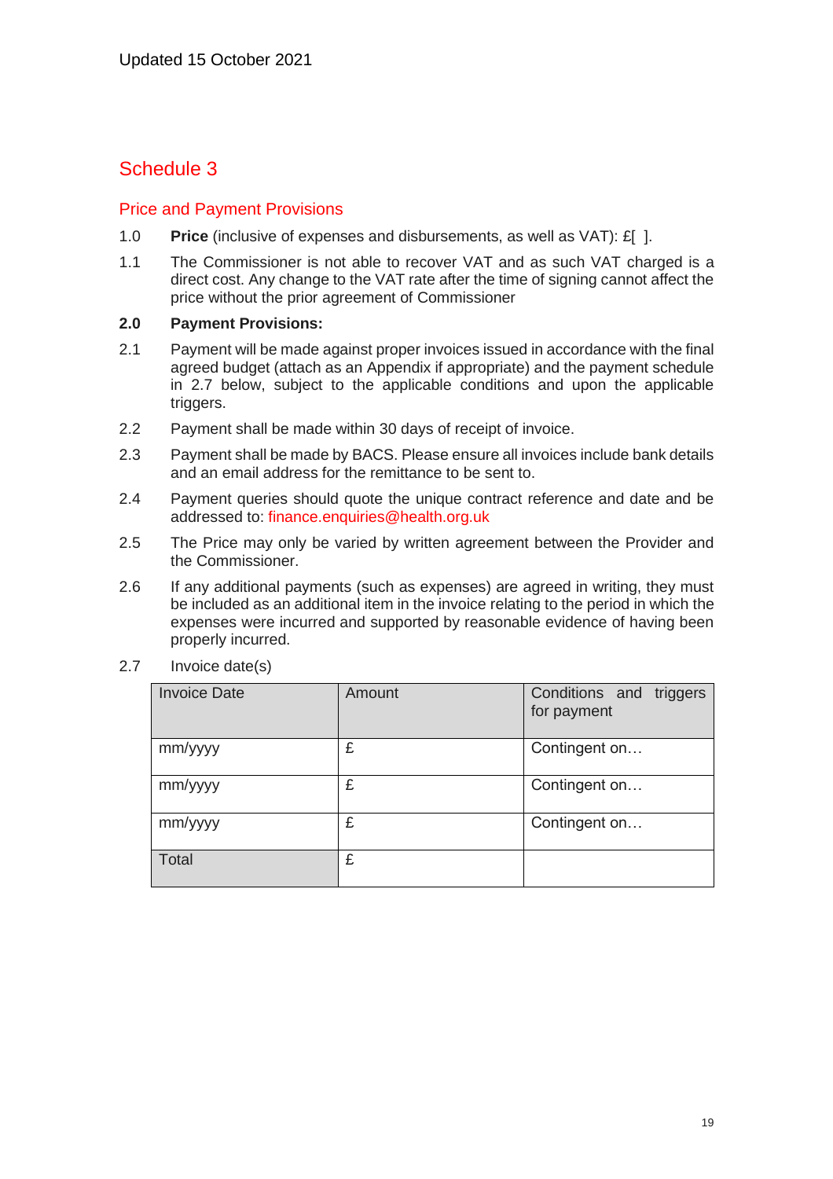Updated 15 October 2021

# Schedule 3

## Price and Payment Provisions

1.0 **Price** (inclusive of expenses and disbursements, as well as VAT): £[ ].

1.1 The Commissioner is not able to recover VAT and as such VAT charged is a direct cost. Any change to the VAT rate after the time of signing cannot affect the price without the prior agreement of Commissioner

**2.0 Payment Provisions:**

2.1 Payment will be made against proper invoices issued in accordance with the final agreed budget (attach as an Appendix if appropriate) and the payment schedule in 2.7 below, subject to the applicable conditions and upon the applicable triggers.

2.2 Payment shall be made within 30 days of receipt of invoice.

2.3 Payment shall be made by BACS. Please ensure all invoices include bank details and an email address for the remittance to be sent to.

2.4 Payment queries should quote the unique contract reference and date and be addressed to: finance.enquiries@health.org.uk

2.5 The Price may only be varied by written agreement between the Provider and the Commissioner.

2.6 If any additional payments (such as expenses) are agreed in writing, they must be included as an additional item in the invoice relating to the period in which the expenses were incurred and supported by reasonable evidence of having been properly incurred.

2.7 Invoice date(s)

| Invoice Date | Amount | Conditions and triggers for payment |
|---|---|---|
| mm/yyyy | £ | Contingent on… |
| mm/yyyy | £ | Contingent on… |
| mm/yyyy | £ | Contingent on… |
| Total | £ | |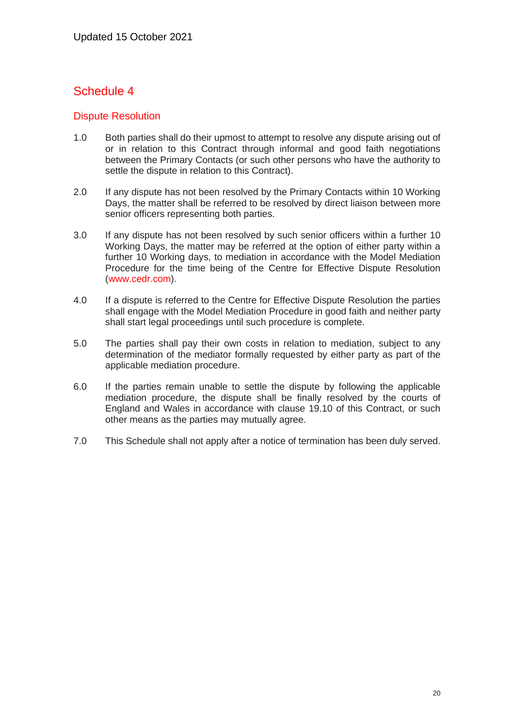Updated 15 October 2021

# Schedule 4

## Dispute Resolution

1.0 Both parties shall do their upmost to attempt to resolve any dispute arising out of or in relation to this Contract through informal and good faith negotiations between the Primary Contacts (or such other persons who have the authority to settle the dispute in relation to this Contract).

2.0 If any dispute has not been resolved by the Primary Contacts within 10 Working Days, the matter shall be referred to be resolved by direct liaison between more senior officers representing both parties.

3.0 If any dispute has not been resolved by such senior officers within a further 10 Working Days, the matter may be referred at the option of either party within a further 10 Working days, to mediation in accordance with the Model Mediation Procedure for the time being of the Centre for Effective Dispute Resolution (www.cedr.com).

4.0 If a dispute is referred to the Centre for Effective Dispute Resolution the parties shall engage with the Model Mediation Procedure in good faith and neither party shall start legal proceedings until such procedure is complete.

5.0 The parties shall pay their own costs in relation to mediation, subject to any determination of the mediator formally requested by either party as part of the applicable mediation procedure.

6.0 If the parties remain unable to settle the dispute by following the applicable mediation procedure, the dispute shall be finally resolved by the courts of England and Wales in accordance with clause 19.10 of this Contract, or such other means as the parties may mutually agree.

7.0 This Schedule shall not apply after a notice of termination has been duly served.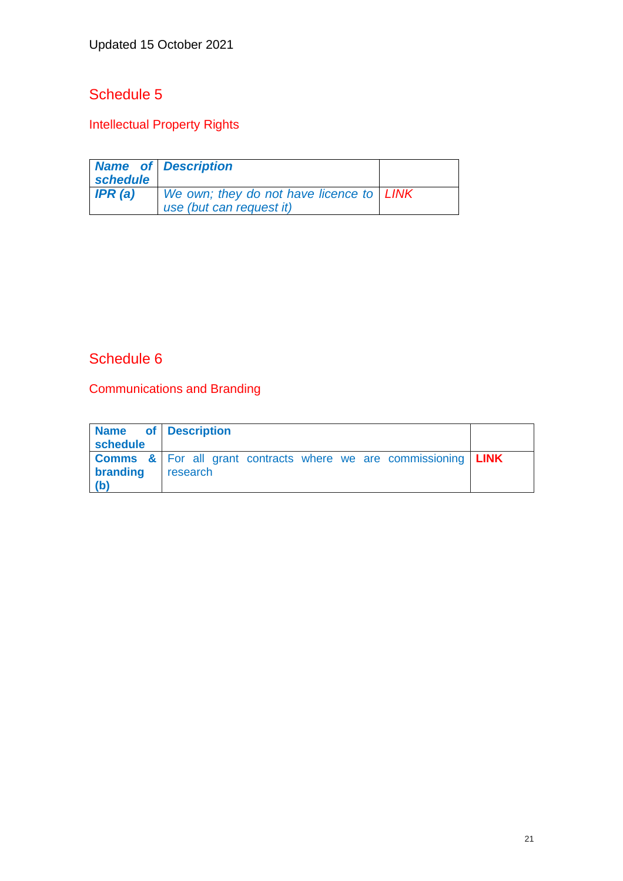Updated 15 October 2021

# Schedule 5

## Intellectual Property Rights

| ***Name of schedule*** | ***Description*** | |
|---|---|---|
| ***IPR (a)*** | *We own; they do not have licence to use (but can request it)* | *LINK* |

# Schedule 6

## Communications and Branding

| **Name of schedule** | **Description** | |
|---|---|---|
| **Comms & branding (b)** | For all grant contracts where we are commissioning research | **LINK** |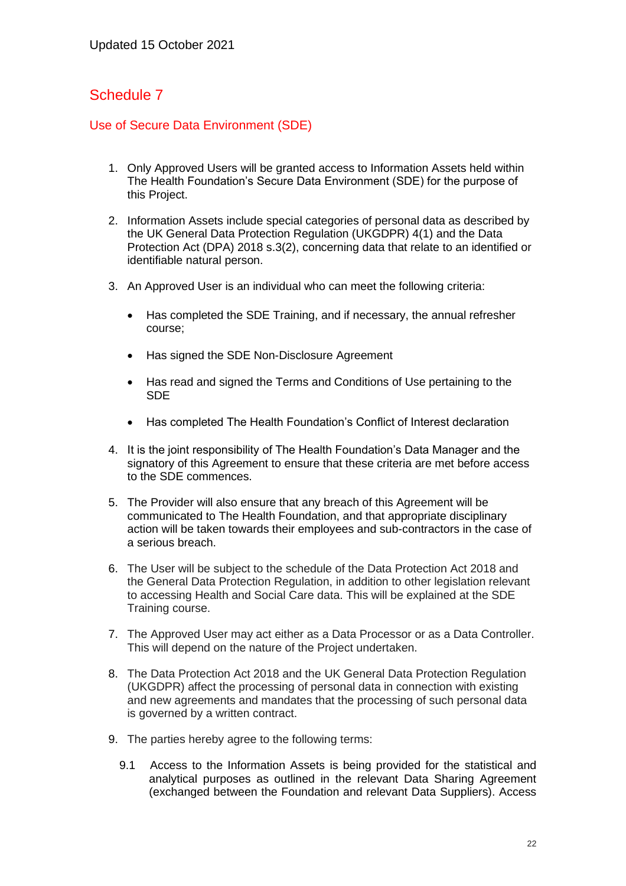Updated 15 October 2021

# Schedule 7

## Use of Secure Data Environment (SDE)

1. Only Approved Users will be granted access to Information Assets held within The Health Foundation's Secure Data Environment (SDE) for the purpose of this Project.

2. Information Assets include special categories of personal data as described by the UK General Data Protection Regulation (UKGDPR) 4(1) and the Data Protection Act (DPA) 2018 s.3(2), concerning data that relate to an identified or identifiable natural person.

3. An Approved User is an individual who can meet the following criteria:

   - Has completed the SDE Training, and if necessary, the annual refresher course;
   - Has signed the SDE Non-Disclosure Agreement
   - Has read and signed the Terms and Conditions of Use pertaining to the SDE
   - Has completed The Health Foundation's Conflict of Interest declaration

4. It is the joint responsibility of The Health Foundation's Data Manager and the signatory of this Agreement to ensure that these criteria are met before access to the SDE commences.

5. The Provider will also ensure that any breach of this Agreement will be communicated to The Health Foundation, and that appropriate disciplinary action will be taken towards their employees and sub-contractors in the case of a serious breach.

6. The User will be subject to the schedule of the Data Protection Act 2018 and the General Data Protection Regulation, in addition to other legislation relevant to accessing Health and Social Care data. This will be explained at the SDE Training course.

7. The Approved User may act either as a Data Processor or as a Data Controller. This will depend on the nature of the Project undertaken.

8. The Data Protection Act 2018 and the UK General Data Protection Regulation (UKGDPR) affect the processing of personal data in connection with existing and new agreements and mandates that the processing of such personal data is governed by a written contract.

9. The parties hereby agree to the following terms:

   9.1 Access to the Information Assets is being provided for the statistical and analytical purposes as outlined in the relevant Data Sharing Agreement (exchanged between the Foundation and relevant Data Suppliers). Access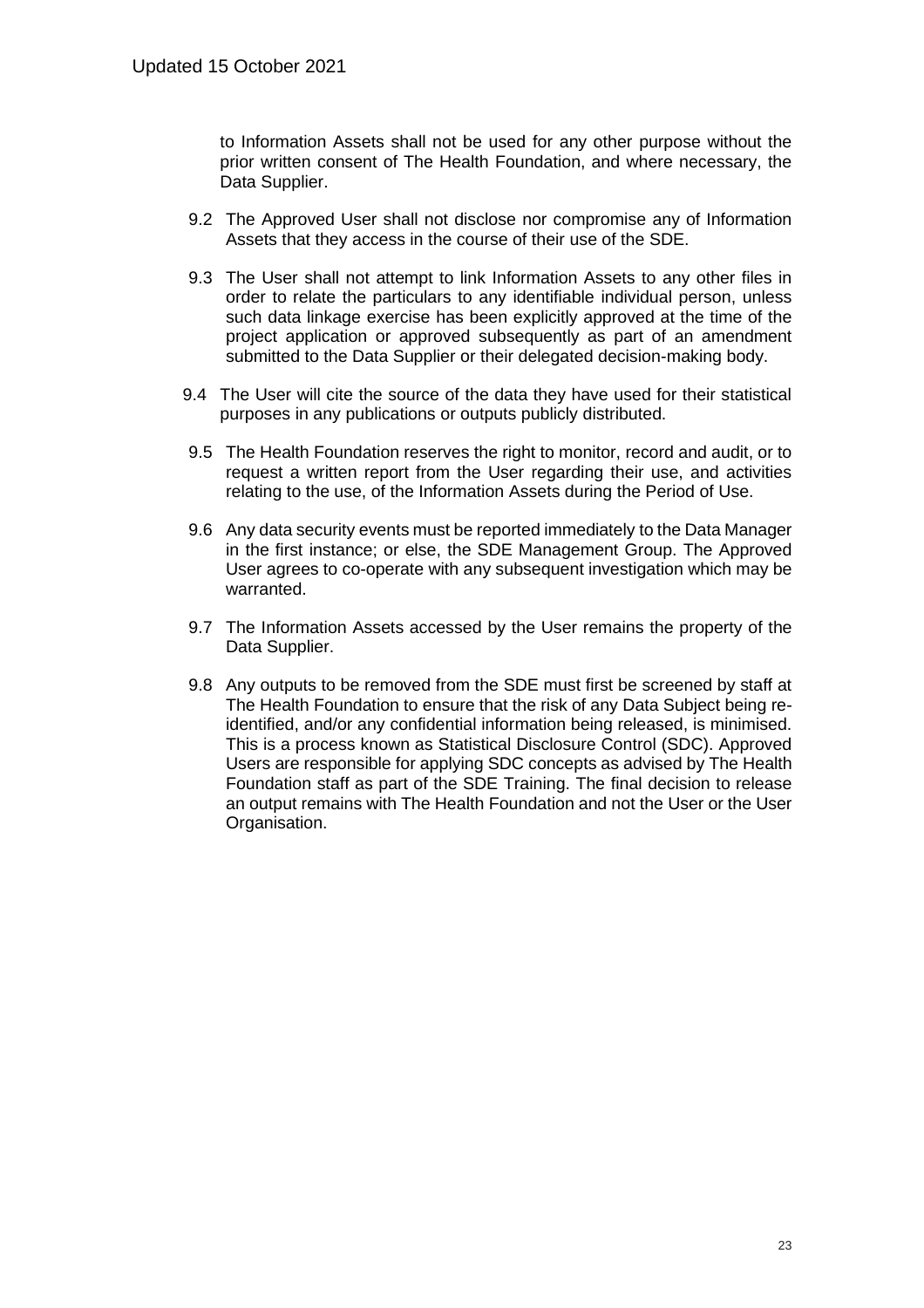to Information Assets shall not be used for any other purpose without the prior written consent of The Health Foundation, and where necessary, the Data Supplier.

9.2 The Approved User shall not disclose nor compromise any of Information Assets that they access in the course of their use of the SDE.

9.3 The User shall not attempt to link Information Assets to any other files in order to relate the particulars to any identifiable individual person, unless such data linkage exercise has been explicitly approved at the time of the project application or approved subsequently as part of an amendment submitted to the Data Supplier or their delegated decision-making body.

9.4 The User will cite the source of the data they have used for their statistical purposes in any publications or outputs publicly distributed.

9.5 The Health Foundation reserves the right to monitor, record and audit, or to request a written report from the User regarding their use, and activities relating to the use, of the Information Assets during the Period of Use.

9.6 Any data security events must be reported immediately to the Data Manager in the first instance; or else, the SDE Management Group. The Approved User agrees to co-operate with any subsequent investigation which may be warranted.

9.7 The Information Assets accessed by the User remains the property of the Data Supplier.

9.8 Any outputs to be removed from the SDE must first be screened by staff at The Health Foundation to ensure that the risk of any Data Subject being re-identified, and/or any confidential information being released, is minimised. This is a process known as Statistical Disclosure Control (SDC). Approved Users are responsible for applying SDC concepts as advised by The Health Foundation staff as part of the SDE Training. The final decision to release an output remains with The Health Foundation and not the User or the User Organisation.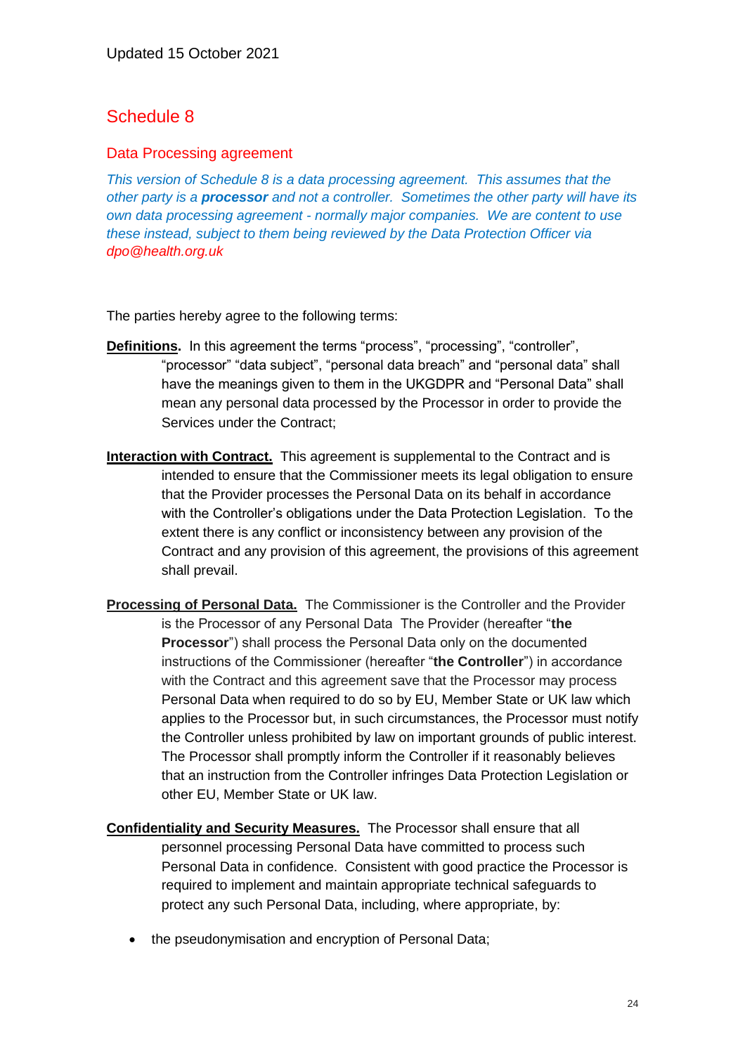Updated 15 October 2021

## Schedule 8

### Data Processing agreement

*This version of Schedule 8 is a data processing agreement. This assumes that the other party is a **processor** and not a controller. Sometimes the other party will have its own data processing agreement - normally major companies. We are content to use these instead, subject to them being reviewed by the Data Protection Officer via dpo@health.org.uk*

The parties hereby agree to the following terms:

**Definitions.** In this agreement the terms "process", "processing", "controller", "processor" "data subject", "personal data breach" and "personal data" shall have the meanings given to them in the UKGDPR and "Personal Data" shall mean any personal data processed by the Processor in order to provide the Services under the Contract;

**Interaction with Contract.** This agreement is supplemental to the Contract and is intended to ensure that the Commissioner meets its legal obligation to ensure that the Provider processes the Personal Data on its behalf in accordance with the Controller's obligations under the Data Protection Legislation. To the extent there is any conflict or inconsistency between any provision of the Contract and any provision of this agreement, the provisions of this agreement shall prevail.

**Processing of Personal Data.** The Commissioner is the Controller and the Provider is the Processor of any Personal Data The Provider (hereafter "**the Processor**") shall process the Personal Data only on the documented instructions of the Commissioner (hereafter "**the Controller**") in accordance with the Contract and this agreement save that the Processor may process Personal Data when required to do so by EU, Member State or UK law which applies to the Processor but, in such circumstances, the Processor must notify the Controller unless prohibited by law on important grounds of public interest. The Processor shall promptly inform the Controller if it reasonably believes that an instruction from the Controller infringes Data Protection Legislation or other EU, Member State or UK law.

**Confidentiality and Security Measures.** The Processor shall ensure that all personnel processing Personal Data have committed to process such Personal Data in confidence. Consistent with good practice the Processor is required to implement and maintain appropriate technical safeguards to protect any such Personal Data, including, where appropriate, by:

- the pseudonymisation and encryption of Personal Data;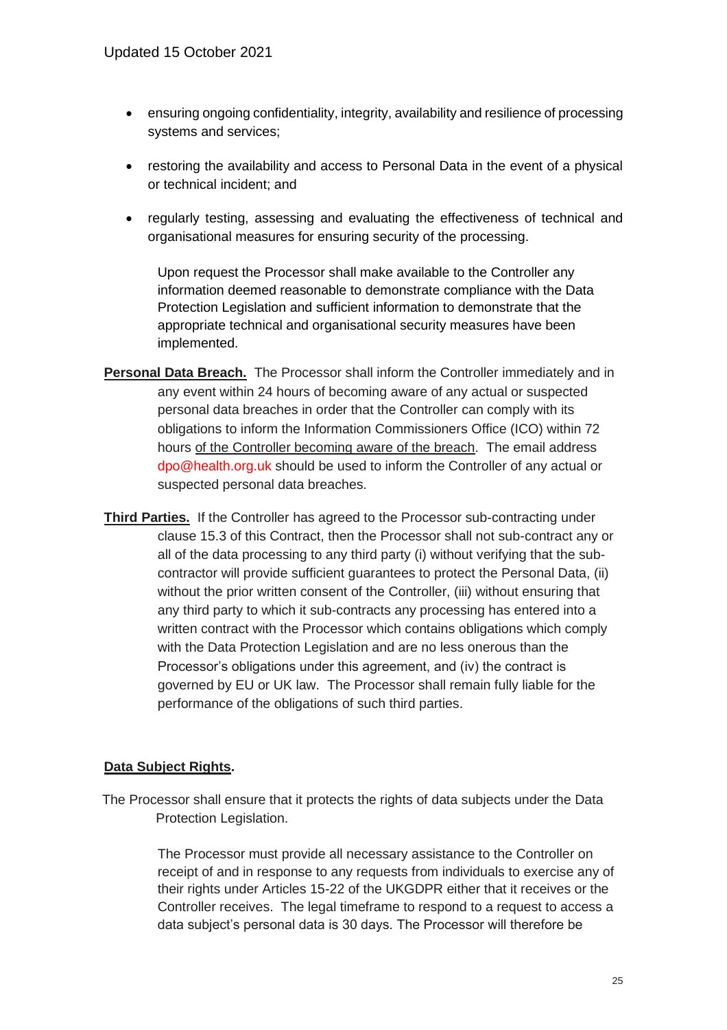- ensuring ongoing confidentiality, integrity, availability and resilience of processing systems and services;
- restoring the availability and access to Personal Data in the event of a physical or technical incident; and
- regularly testing, assessing and evaluating the effectiveness of technical and organisational measures for ensuring security of the processing.

Upon request the Processor shall make available to the Controller any information deemed reasonable to demonstrate compliance with the Data Protection Legislation and sufficient information to demonstrate that the appropriate technical and organisational security measures have been implemented.

**Personal Data Breach.** The Processor shall inform the Controller immediately and in any event within 24 hours of becoming aware of any actual or suspected personal data breaches in order that the Controller can comply with its obligations to inform the Information Commissioners Office (ICO) within 72 hours of the Controller becoming aware of the breach. The email address dpo@health.org.uk should be used to inform the Controller of any actual or suspected personal data breaches.

**Third Parties.** If the Controller has agreed to the Processor sub-contracting under clause 15.3 of this Contract, then the Processor shall not sub-contract any or all of the data processing to any third party (i) without verifying that the sub-contractor will provide sufficient guarantees to protect the Personal Data, (ii) without the prior written consent of the Controller, (iii) without ensuring that any third party to which it sub-contracts any processing has entered into a written contract with the Processor which contains obligations which comply with the Data Protection Legislation and are no less onerous than the Processor's obligations under this agreement, and (iv) the contract is governed by EU or UK law. The Processor shall remain fully liable for the performance of the obligations of such third parties.

**Data Subject Rights.**

The Processor shall ensure that it protects the rights of data subjects under the Data Protection Legislation.

The Processor must provide all necessary assistance to the Controller on receipt of and in response to any requests from individuals to exercise any of their rights under Articles 15-22 of the UKGDPR either that it receives or the Controller receives. The legal timeframe to respond to a request to access a data subject's personal data is 30 days. The Processor will therefore be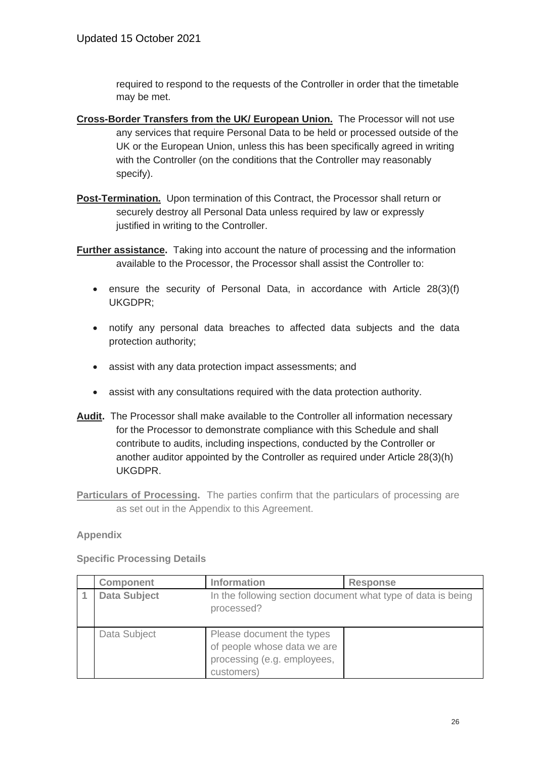required to respond to the requests of the Controller in order that the timetable may be met.

**Cross-Border Transfers from the UK/ European Union.** The Processor will not use any services that require Personal Data to be held or processed outside of the UK or the European Union, unless this has been specifically agreed in writing with the Controller (on the conditions that the Controller may reasonably specify).

**Post-Termination.** Upon termination of this Contract, the Processor shall return or securely destroy all Personal Data unless required by law or expressly justified in writing to the Controller.

**Further assistance.** Taking into account the nature of processing and the information available to the Processor, the Processor shall assist the Controller to:

- ensure the security of Personal Data, in accordance with Article 28(3)(f) UKGDPR;
- notify any personal data breaches to affected data subjects and the data protection authority;
- assist with any data protection impact assessments; and
- assist with any consultations required with the data protection authority.

**Audit.** The Processor shall make available to the Controller all information necessary for the Processor to demonstrate compliance with this Schedule and shall contribute to audits, including inspections, conducted by the Controller or another auditor appointed by the Controller as required under Article 28(3)(h) UKGDPR.

**Particulars of Processing.** The parties confirm that the particulars of processing are as set out in the Appendix to this Agreement.

**Appendix**

**Specific Processing Details**

| | Component | Information | Response |
|---|---|---|---|
| **1** | **Data Subject** | In the following section document what type of data is being processed? | |
| | Data Subject | Please document the types of people whose data we are processing (e.g. employees, customers) | |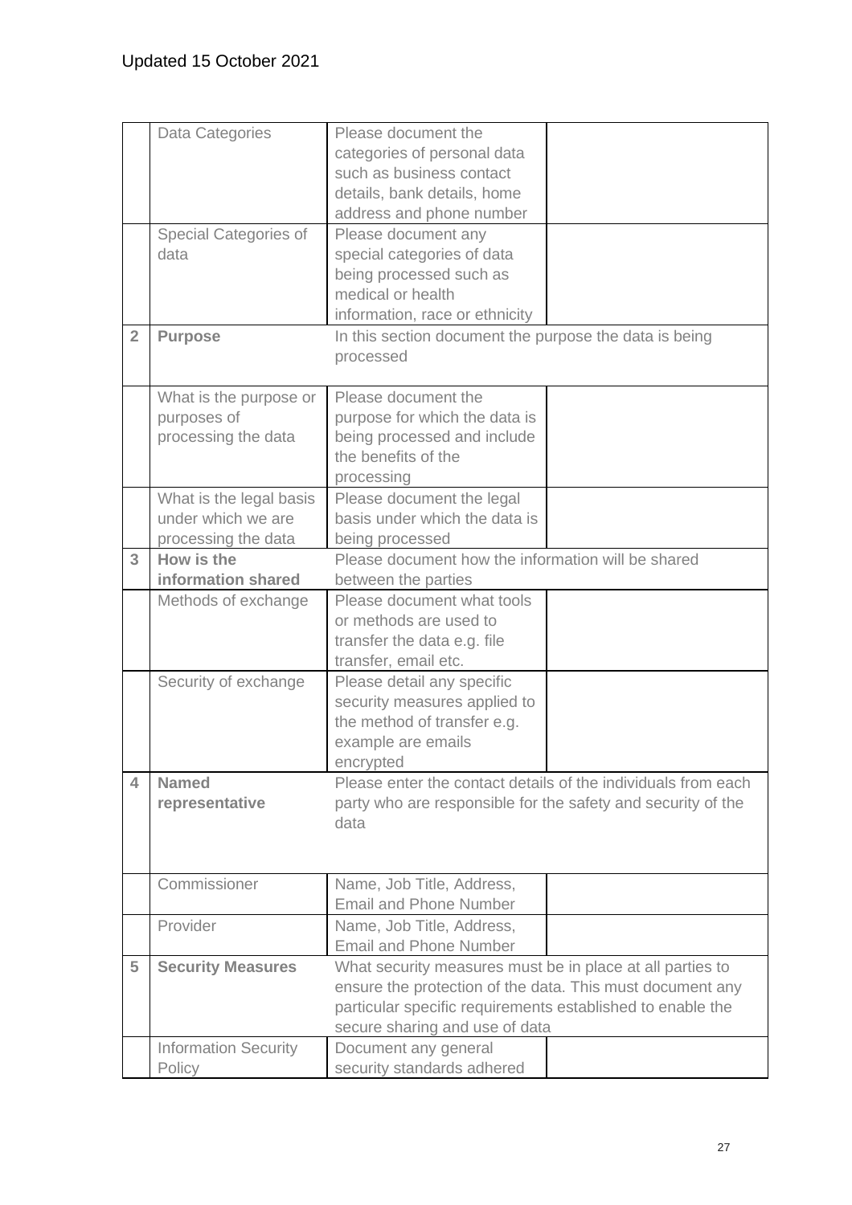Updated 15 October 2021

| | | | |
|---|---|---|---|
| | Data Categories | Please document the categories of personal data such as business contact details, bank details, home address and phone number | |
| | Special Categories of data | Please document any special categories of data being processed such as medical or health information, race or ethnicity | |
| **2** | **Purpose** | In this section document the purpose the data is being processed | |
| | What is the purpose or purposes of processing the data | Please document the purpose for which the data is being processed and include the benefits of the processing | |
| | What is the legal basis under which we are processing the data | Please document the legal basis under which the data is being processed | |
| **3** | **How is the information shared** | Please document how the information will be shared between the parties | |
| | Methods of exchange | Please document what tools or methods are used to transfer the data e.g. file transfer, email etc. | |
| | Security of exchange | Please detail any specific security measures applied to the method of transfer e.g. example are emails encrypted | |
| **4** | **Named representative** | Please enter the contact details of the individuals from each party who are responsible for the safety and security of the data | |
| | Commissioner | Name, Job Title, Address, Email and Phone Number | |
| | Provider | Name, Job Title, Address, Email and Phone Number | |
| **5** | **Security Measures** | What security measures must be in place at all parties to ensure the protection of the data. This must document any particular specific requirements established to enable the secure sharing and use of data | |
| | Information Security Policy | Document any general security standards adhered | |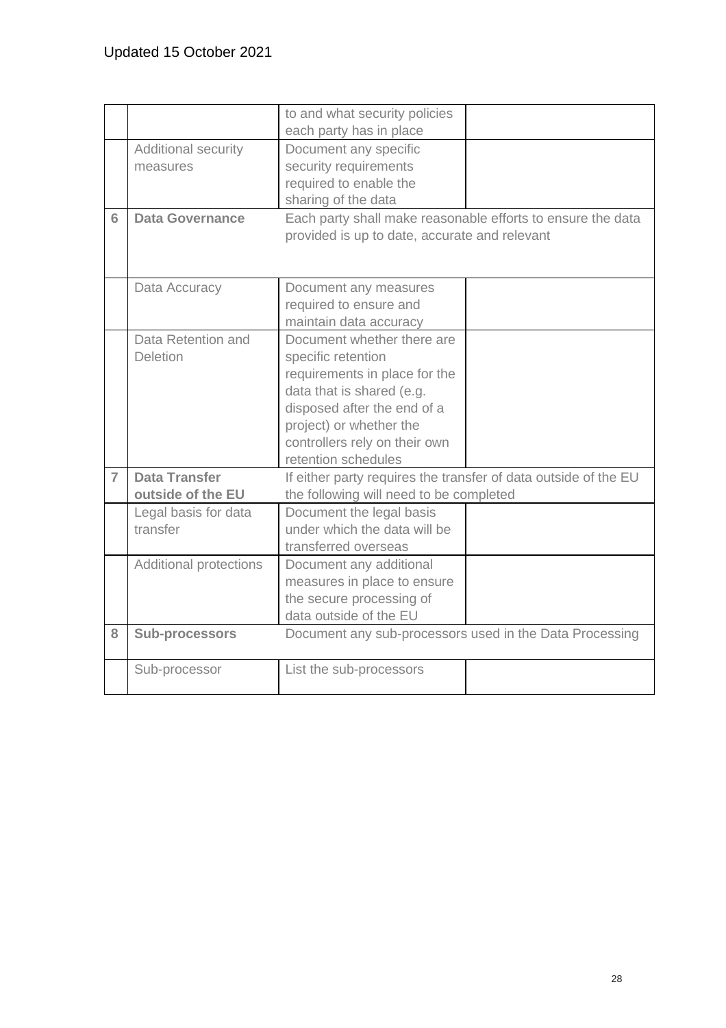Updated 15 October 2021

| | | | |
|---|---|---|---|
| | | to and what security policies each party has in place | |
| | Additional security measures | Document any specific security requirements required to enable the sharing of the data | |
| **6** | **Data Governance** | Each party shall make reasonable efforts to ensure the data provided is up to date, accurate and relevant | |
| | Data Accuracy | Document any measures required to ensure and maintain data accuracy | |
| | Data Retention and Deletion | Document whether there are specific retention requirements in place for the data that is shared (e.g. disposed after the end of a project) or whether the controllers rely on their own retention schedules | |
| **7** | **Data Transfer outside of the EU** | If either party requires the transfer of data outside of the EU the following will need to be completed | |
| | Legal basis for data transfer | Document the legal basis under which the data will be transferred overseas | |
| | Additional protections | Document any additional measures in place to ensure the secure processing of data outside of the EU | |
| **8** | **Sub-processors** | Document any sub-processors used in the Data Processing | |
| | Sub-processor | List the sub-processors | |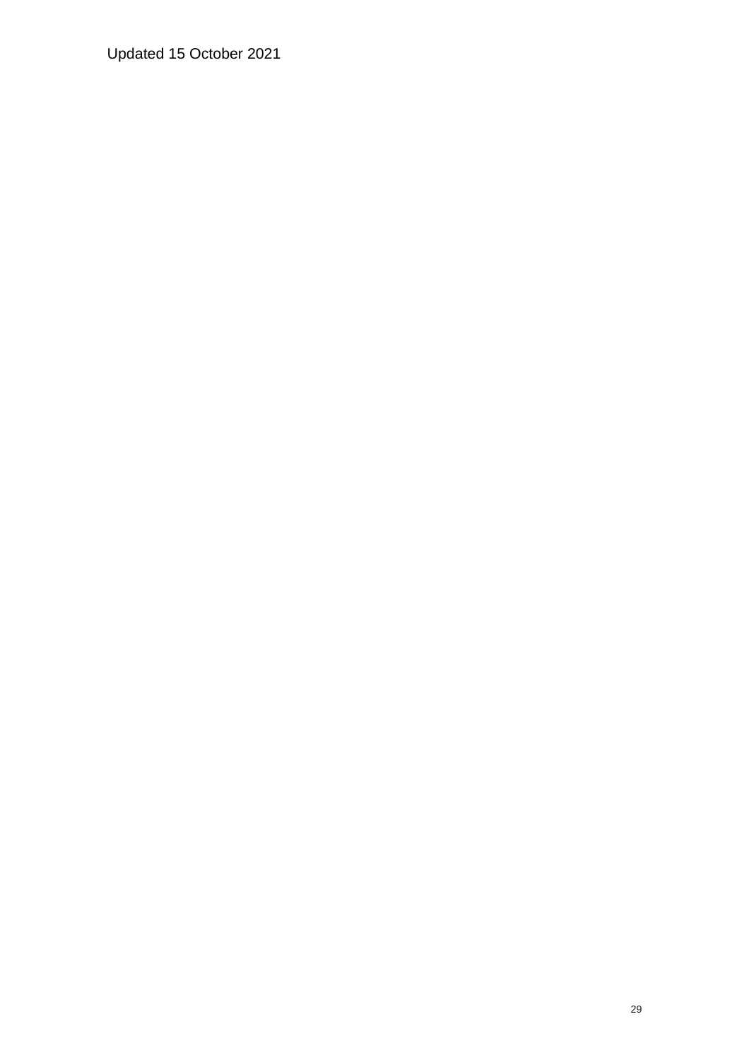Updated 15 October 2021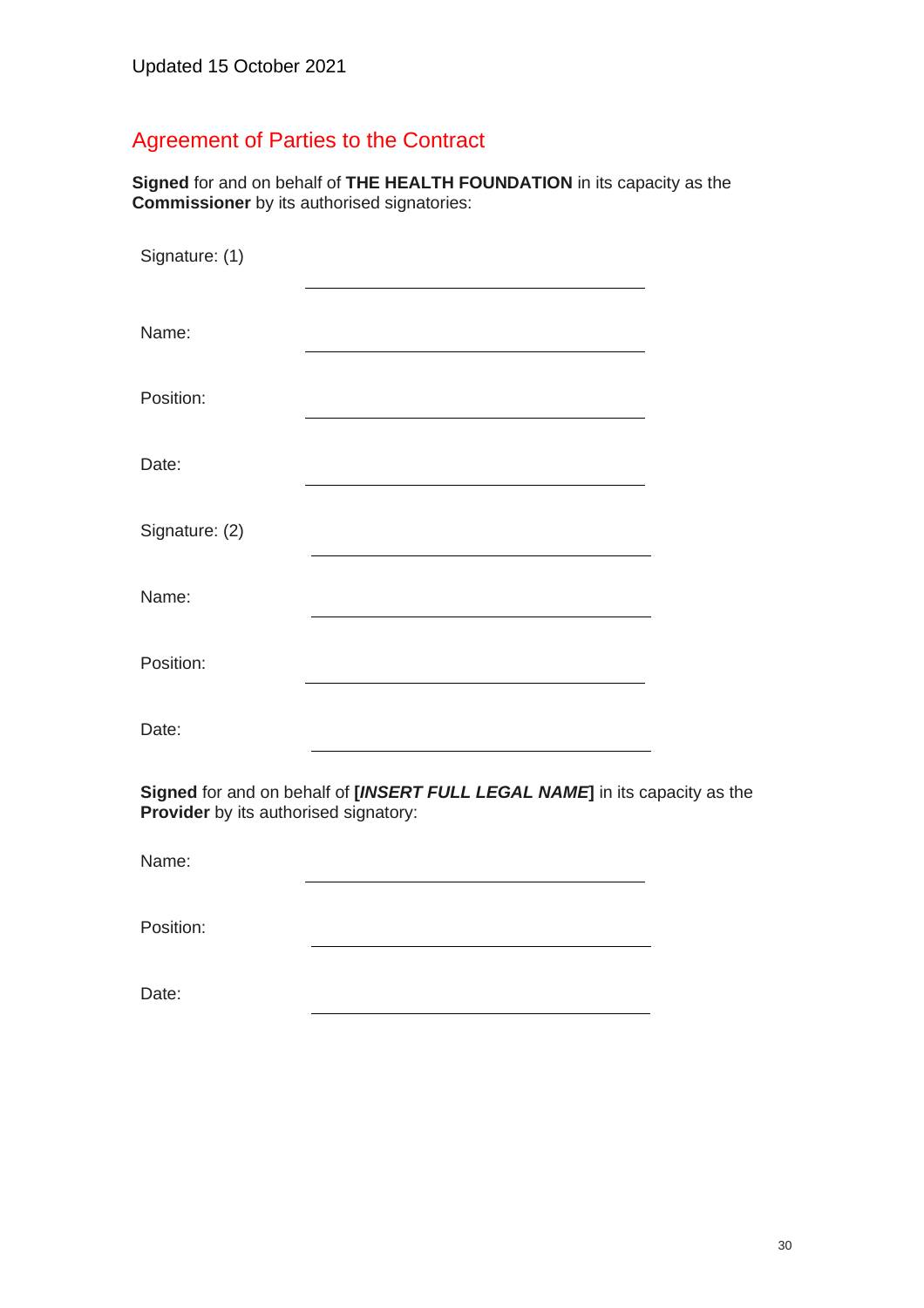Updated 15 October 2021

## Agreement of Parties to the Contract

**Signed** for and on behalf of **THE HEALTH FOUNDATION** in its capacity as the **Commissioner** by its authorised signatories:

Signature: (1) \_\_\_\_\_\_\_\_\_\_\_\_\_\_\_\_\_\_\_\_\_\_\_\_\_\_\_\_\_\_

Name: \_\_\_\_\_\_\_\_\_\_\_\_\_\_\_\_\_\_\_\_\_\_\_\_\_\_\_\_\_\_

Position: \_\_\_\_\_\_\_\_\_\_\_\_\_\_\_\_\_\_\_\_\_\_\_\_\_\_\_\_\_\_

Date: \_\_\_\_\_\_\_\_\_\_\_\_\_\_\_\_\_\_\_\_\_\_\_\_\_\_\_\_\_\_

Signature: (2) \_\_\_\_\_\_\_\_\_\_\_\_\_\_\_\_\_\_\_\_\_\_\_\_\_\_\_\_\_\_

Name: \_\_\_\_\_\_\_\_\_\_\_\_\_\_\_\_\_\_\_\_\_\_\_\_\_\_\_\_\_\_

Position: \_\_\_\_\_\_\_\_\_\_\_\_\_\_\_\_\_\_\_\_\_\_\_\_\_\_\_\_\_\_

Date: \_\_\_\_\_\_\_\_\_\_\_\_\_\_\_\_\_\_\_\_\_\_\_\_\_\_\_\_\_\_

**Signed** for and on behalf of **[*INSERT FULL LEGAL NAME*]** in its capacity as the **Provider** by its authorised signatory:

Name: \_\_\_\_\_\_\_\_\_\_\_\_\_\_\_\_\_\_\_\_\_\_\_\_\_\_\_\_\_\_

Position: \_\_\_\_\_\_\_\_\_\_\_\_\_\_\_\_\_\_\_\_\_\_\_\_\_\_\_\_\_\_

Date: \_\_\_\_\_\_\_\_\_\_\_\_\_\_\_\_\_\_\_\_\_\_\_\_\_\_\_\_\_\_